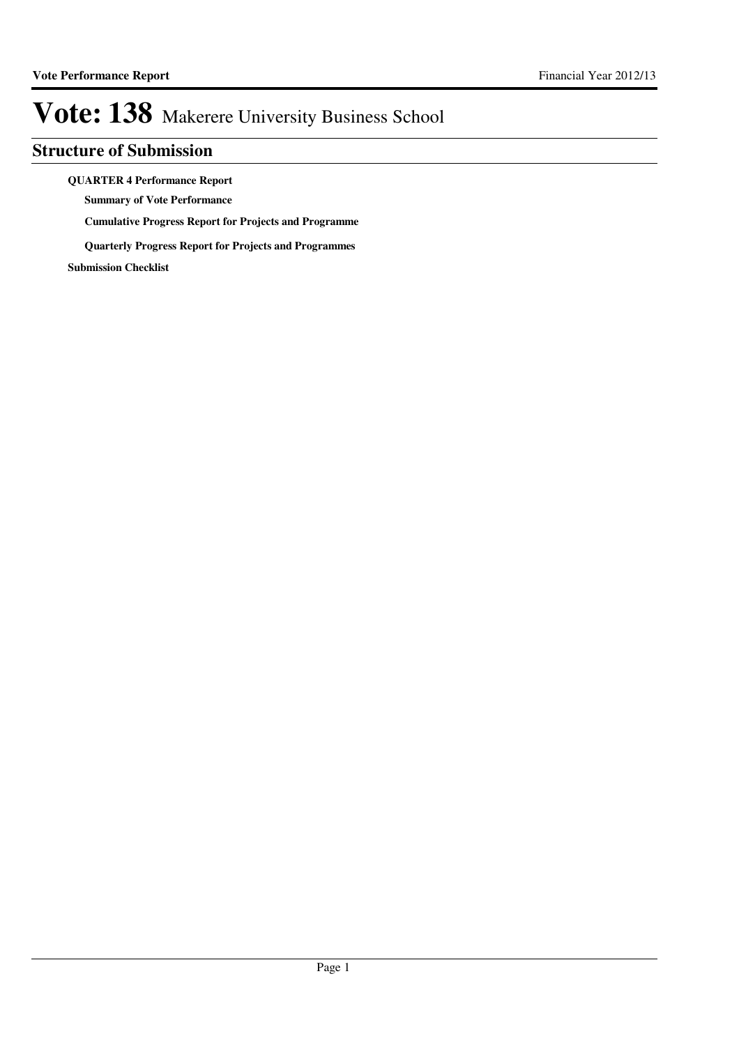# Vote: 138 Makerere University Business School

## Structure of Submission

**QUARTER 4 Performance Report**

- **Summary of Vote Performance**
- **Cumulative Progress Report for Projects and Programme**
- **Quarterly Progress Report for Projects and Programmes**

**Submission Checklist**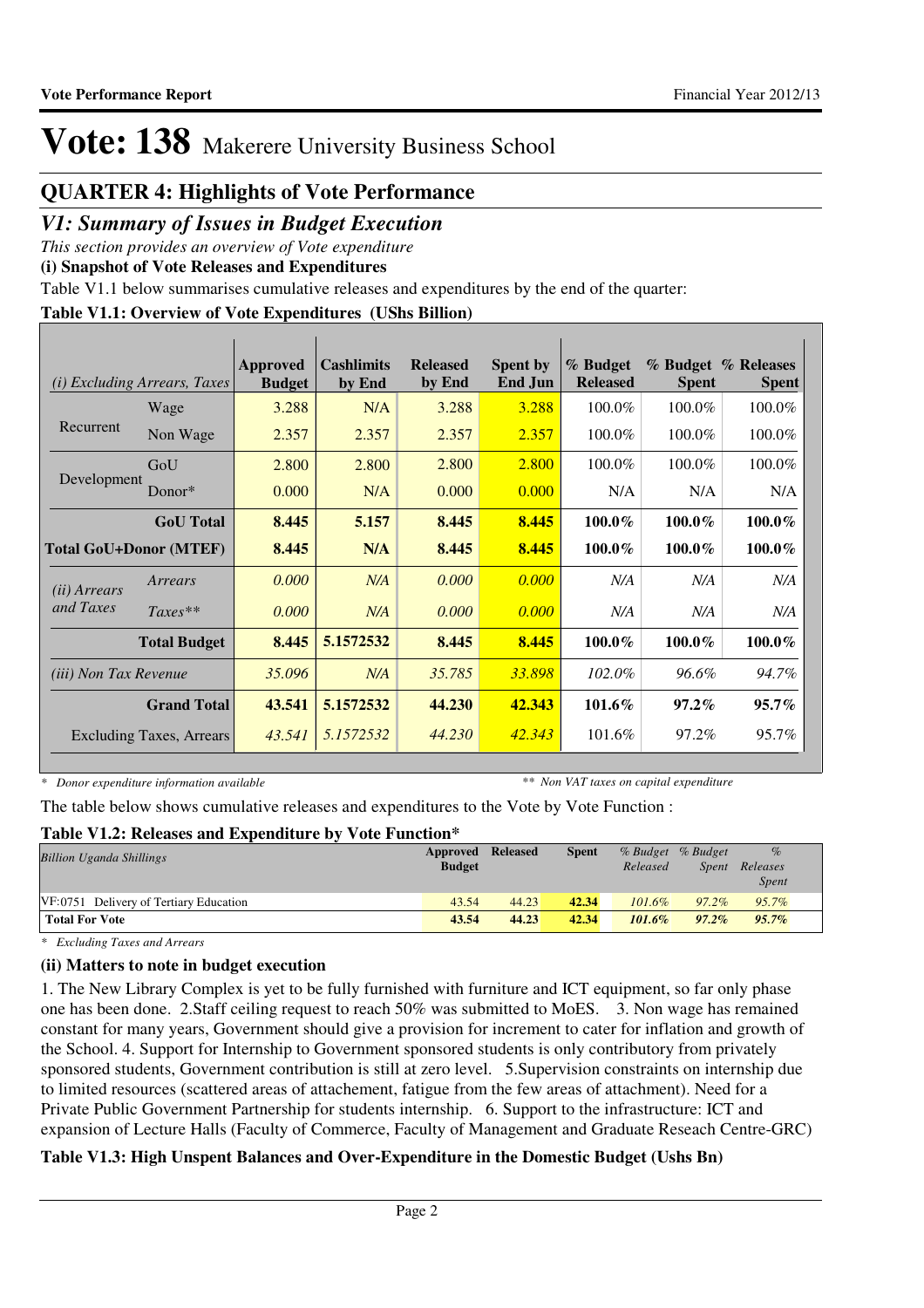# Vote: 138 Makerere University Business School

## QUARTER 4: Highlights of Vote Performance

## *V1: Summary of Issues in Budget Execution*

*This section provides an overview of Vote expenditure*

**(i) Snapshot of Vote Releases and Expenditures**

Table V1.1 below summarises cumulative releases and expenditures by the end of the quarter:

**Table V1.1: Overview of Vote Expenditures (UShs Billion)**

| *(i) Excluding Arrears, Taxes* | | Approved Budget | Cashlimits by End | Released by End | Spent by End Jun | % Budget Released | % Budget Spent | % Releases Spent |
|---|---|---|---|---|---|---|---|---|
| Recurrent | Wage | 3.288 | N/A | 3.288 | 3.288 | 100.0% | 100.0% | 100.0% |
| | Non Wage | 2.357 | 2.357 | 2.357 | 2.357 | 100.0% | 100.0% | 100.0% |
| Development | GoU | 2.800 | 2.800 | 2.800 | 2.800 | 100.0% | 100.0% | 100.0% |
| | Donor* | 0.000 | N/A | 0.000 | 0.000 | N/A | N/A | N/A |
| | **GoU Total** | **8.445** | **5.157** | **8.445** | **8.445** | **100.0%** | **100.0%** | **100.0%** |
| **Total GoU+Donor (MTEF)** | | **8.445** | **N/A** | **8.445** | **8.445** | **100.0%** | **100.0%** | **100.0%** |
| *(ii) Arrears and Taxes* | *Arrears* | *0.000* | *N/A* | *0.000* | *0.000* | *N/A* | *N/A* | *N/A* |
| | *Taxes*** | *0.000* | *N/A* | *0.000* | *0.000* | *N/A* | *N/A* | *N/A* |
| | **Total Budget** | **8.445** | **5.1572532** | **8.445** | **8.445** | **100.0%** | **100.0%** | **100.0%** |
| *(iii) Non Tax Revenue* | | *35.096* | *N/A* | *35.785* | *33.898* | *102.0%* | *96.6%* | *94.7%* |
| | **Grand Total** | **43.541** | **5.1572532** | **44.230** | **42.343** | **101.6%** | **97.2%** | **95.7%** |
| | Excluding Taxes, Arrears | *43.541* | *5.1572532* | *44.230* | *42.343* | 101.6% | 97.2% | 95.7% |

*\* Donor expenditure information available* *\*\* Non VAT taxes on capital expenditure*

The table below shows cumulative releases and expenditures to the Vote by Vote Function :

**Table V1.2: Releases and Expenditure by Vote Function***

| *Billion Uganda Shillings* | Approved Budget | Released | Spent | *% Budget Released* | *% Budget Spent* | *% Releases Spent* |
|---|---|---|---|---|---|---|
| VF:0751 Delivery of Tertiary Education | 43.54 | 44.23 | 42.34 | *101.6%* | *97.2%* | *95.7%* |
| **Total For Vote** | **43.54** | **44.23** | **42.34** | ***101.6%*** | ***97.2%*** | ***95.7%*** |

*\* Excluding Taxes and Arrears*

**(ii) Matters to note in budget execution**

1. The New Library Complex is yet to be fully furnished with furniture and ICT equipment, so far only phase one has been done. 2.Staff ceiling request to reach 50% was submitted to MoES. 3. Non wage has remained constant for many years, Government should give a provision for increment to cater for inflation and growth of the School. 4. Support for Internship to Government sponsored students is only contributory from privately sponsored students, Government contribution is still at zero level. 5.Supervision constraints on internship due to limited resources (scattered areas of attachement, fatigue from the few areas of attachment). Need for a Private Public Government Partnership for students internship. 6. Support to the infrastructure: ICT and expansion of Lecture Halls (Faculty of Commerce, Faculty of Management and Graduate Reseach Centre-GRC)

**Table V1.3: High Unspent Balances and Over-Expenditure in the Domestic Budget (Ushs Bn)**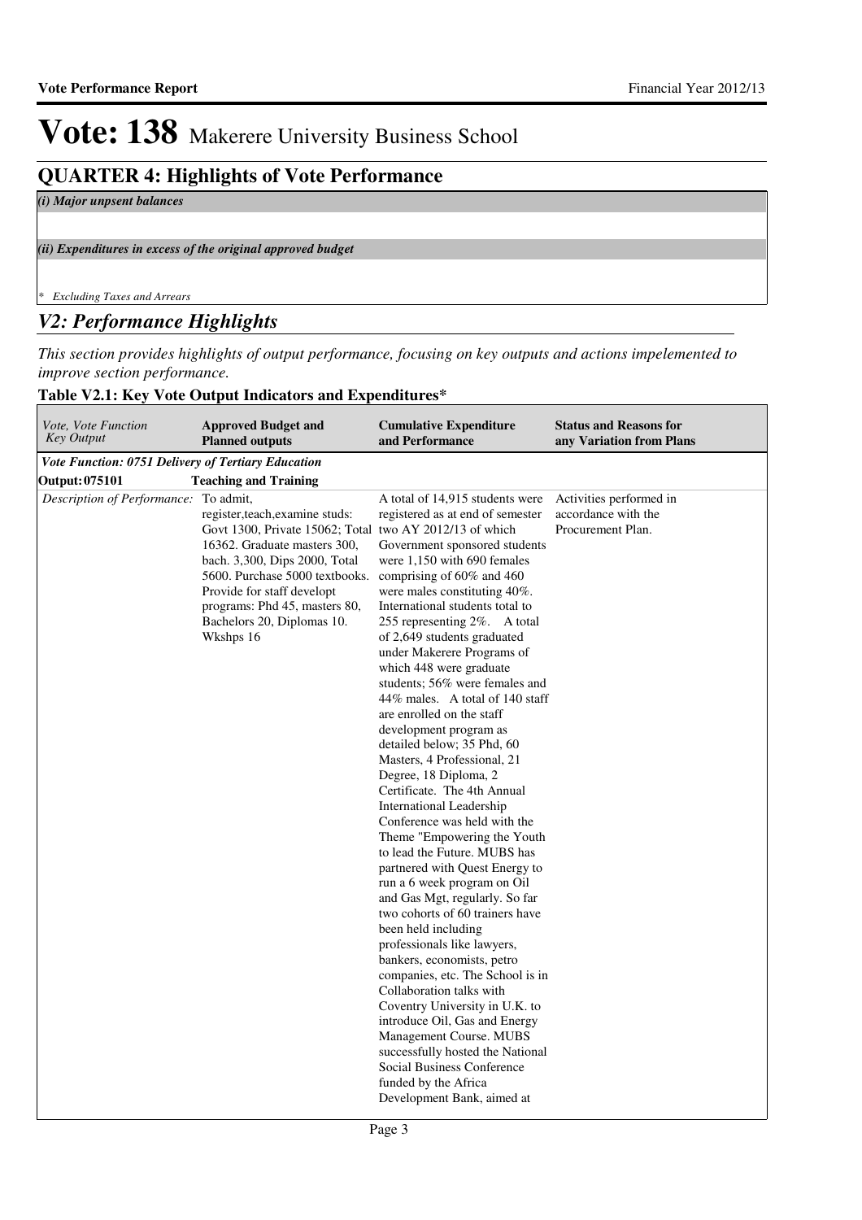# Vote: 138 Makerere University Business School

## QUARTER 4: Highlights of Vote Performance

*(i) Major unpsent balances*

*(ii) Expenditures in excess of the original approved budget*

*\* Excluding Taxes and Arrears*

## *V2: Performance Highlights*

*This section provides highlights of output performance, focusing on key outputs and actions impelemented to improve section performance.*

**Table V2.1: Key Vote Output Indicators and Expenditures\***

| *Vote, Vote Function Key Output* | **Approved Budget and Planned outputs** | **Cumulative Expenditure and Performance** | **Status and Reasons for any Variation from Plans** |
|---|---|---|---|
| ***Vote Function: 0751 Delivery of Tertiary Education*** | | | |
| **Output: 075101** | **Teaching and Training** | | |
| *Description of Performance:* | To admit, register,teach,examine studs: Govt 1300, Private 15062; Total 16362. Graduate masters 300, bach. 3,300, Dips 2000, Total 5600. Purchase 5000 textbooks. Provide for staff developt programs: Phd 45, masters 80, Bachelors 20, Diplomas 10. Wkshps 16 | A total of 14,915 students were registered as at end of semester two AY 2012/13 of which Government sponsored students were 1,150 with 690 females comprising of 60% and 460 were males constituting 40%. International students total to 255 representing 2%. A total of 2,649 students graduated under Makerere Programs of which 448 were graduate students; 56% were females and 44% males. A total of 140 staff are enrolled on the staff development program as detailed below; 35 Phd, 60 Masters, 4 Professional, 21 Degree, 18 Diploma, 2 Certificate. The 4th Annual International Leadership Conference was held with the Theme "Empowering the Youth to lead the Future. MUBS has partnered with Quest Energy to run a 6 week program on Oil and Gas Mgt, regularly. So far two cohorts of 60 trainers have been held including professionals like lawyers, bankers, economists, petro companies, etc. The School is in Collaboration talks with Coventry University in U.K. to introduce Oil, Gas and Energy Management Course. MUBS successfully hosted the National Social Business Conference funded by the Africa Development Bank, aimed at | Activities performed in accordance with the Procurement Plan. |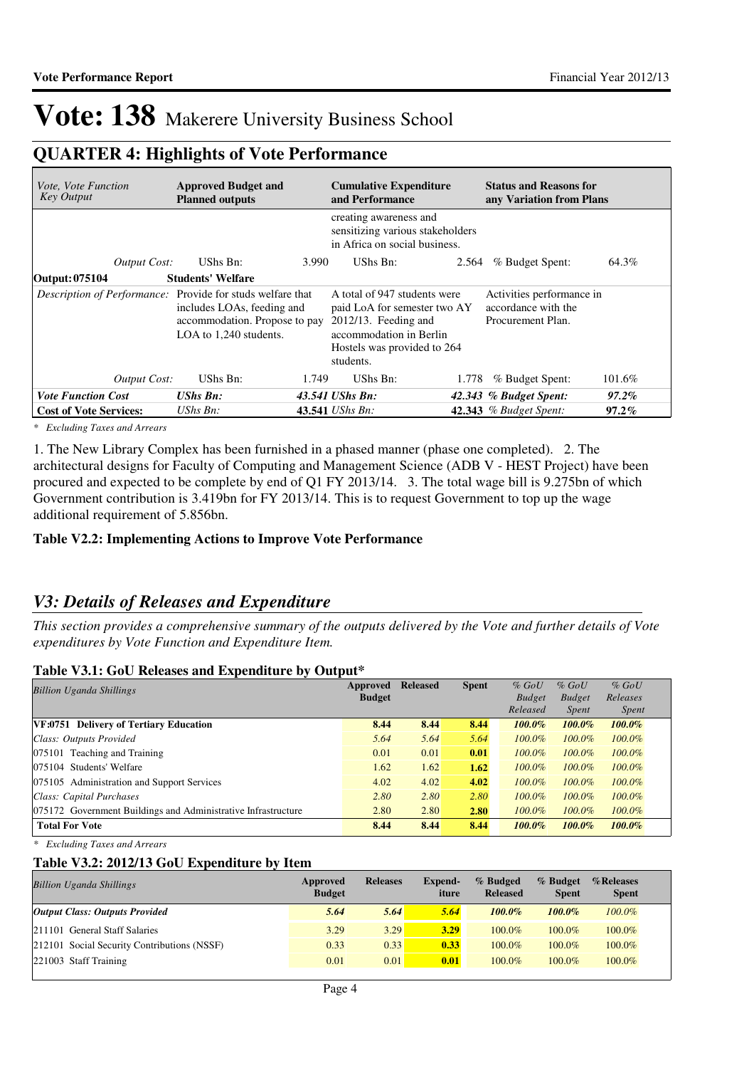# Vote: 138 Makerere University Business School

## QUARTER 4: Highlights of Vote Performance

| *Vote, Vote Function Key Output* | **Approved Budget and Planned outputs** | | **Cumulative Expenditure and Performance** | | **Status and Reasons for any Variation from Plans** | |
|---|---|---|---|---|---|---|
| | | | creating awareness and sensitizing various stakeholders in Africa on social business. | | | |
| *Output Cost:* | UShs Bn: | 3.990 | UShs Bn: | 2.564 | % Budget Spent: | 64.3% |
| **Output: 075104** | **Students' Welfare** | | | | | |
| *Description of Performance:* | Provide for studs welfare that includes LOAs, feeding and accommodation. Propose to pay LOA to 1,240 students. | | A total of 947 students were paid LoA for semester two AY 2012/13. Feeding and accommodation in Berlin Hostels was provided to 264 students. | | Activities performance in accordance with the Procurement Plan. | |
| *Output Cost:* | UShs Bn: | 1.749 | UShs Bn: | 1.778 | % Budget Spent: | 101.6% |
| ***Vote Function Cost*** | ***UShs Bn:*** | ***43.541*** | ***UShs Bn:*** | ***42.343*** | ***% Budget Spent:*** | ***97.2%*** |
| **Cost of Vote Services:** | *UShs Bn:* | **43.541** | *UShs Bn:* | **42.343** | *% Budget Spent:* | ***97.2%*** |

*\* Excluding Taxes and Arrears*

1. The New Library Complex has been furnished in a phased manner (phase one completed). 2. The architectural designs for Faculty of Computing and Management Science (ADB V - HEST Project) have been procured and expected to be complete by end of Q1 FY 2013/14. 3. The total wage bill is 9.275bn of which Government contribution is 3.419bn for FY 2013/14. This is to request Government to top up the wage additional requirement of 5.856bn.

### Table V2.2: Implementing Actions to Improve Vote Performance

## *V3: Details of Releases and Expenditure*

*This section provides a comprehensive summary of the outputs delivered by the Vote and further details of Vote expenditures by Vote Function and Expenditure Item.*

### Table V3.1: GoU Releases and Expenditure by Output*

| *Billion Uganda Shillings* | Approved Budget | Released | Spent | *% GoU Budget Released* | *% GoU Budget Spent* | *% GoU Releases Spent* |
|---|---|---|---|---|---|---|
| **VF:0751 Delivery of Tertiary Education** | **8.44** | **8.44** | **8.44** | ***100.0%*** | ***100.0%*** | ***100.0%*** |
| *Class: Outputs Provided* | *5.64* | *5.64* | *5.64* | *100.0%* | *100.0%* | *100.0%* |
| 075101 Teaching and Training | 0.01 | 0.01 | **0.01** | *100.0%* | *100.0%* | *100.0%* |
| 075104 Students' Welfare | 1.62 | 1.62 | **1.62** | *100.0%* | *100.0%* | *100.0%* |
| 075105 Administration and Support Services | 4.02 | 4.02 | **4.02** | *100.0%* | *100.0%* | *100.0%* |
| *Class: Capital Purchases* | *2.80* | *2.80* | *2.80* | *100.0%* | *100.0%* | *100.0%* |
| 075172 Government Buildings and Administrative Infrastructure | 2.80 | 2.80 | **2.80** | *100.0%* | *100.0%* | *100.0%* |
| **Total For Vote** | **8.44** | **8.44** | **8.44** | ***100.0%*** | ***100.0%*** | ***100.0%*** |

*\* Excluding Taxes and Arrears*

### Table V3.2: 2012/13 GoU Expenditure by Item

| *Billion Uganda Shillings* | Approved Budget | Releases | Expend-iture | % Budgeted Released | % Budget Spent | %Releases Spent |
|---|---|---|---|---|---|---|
| ***Output Class: Outputs Provided*** | ***5.64*** | ***5.64*** | ***5.64*** | ***100.0%*** | ***100.0%*** | *100.0%* |
| 211101 General Staff Salaries | 3.29 | 3.29 | **3.29** | 100.0% | 100.0% | 100.0% |
| 212101 Social Security Contributions (NSSF) | 0.33 | 0.33 | **0.33** | 100.0% | 100.0% | 100.0% |
| 221003 Staff Training | 0.01 | 0.01 | **0.01** | 100.0% | 100.0% | 100.0% |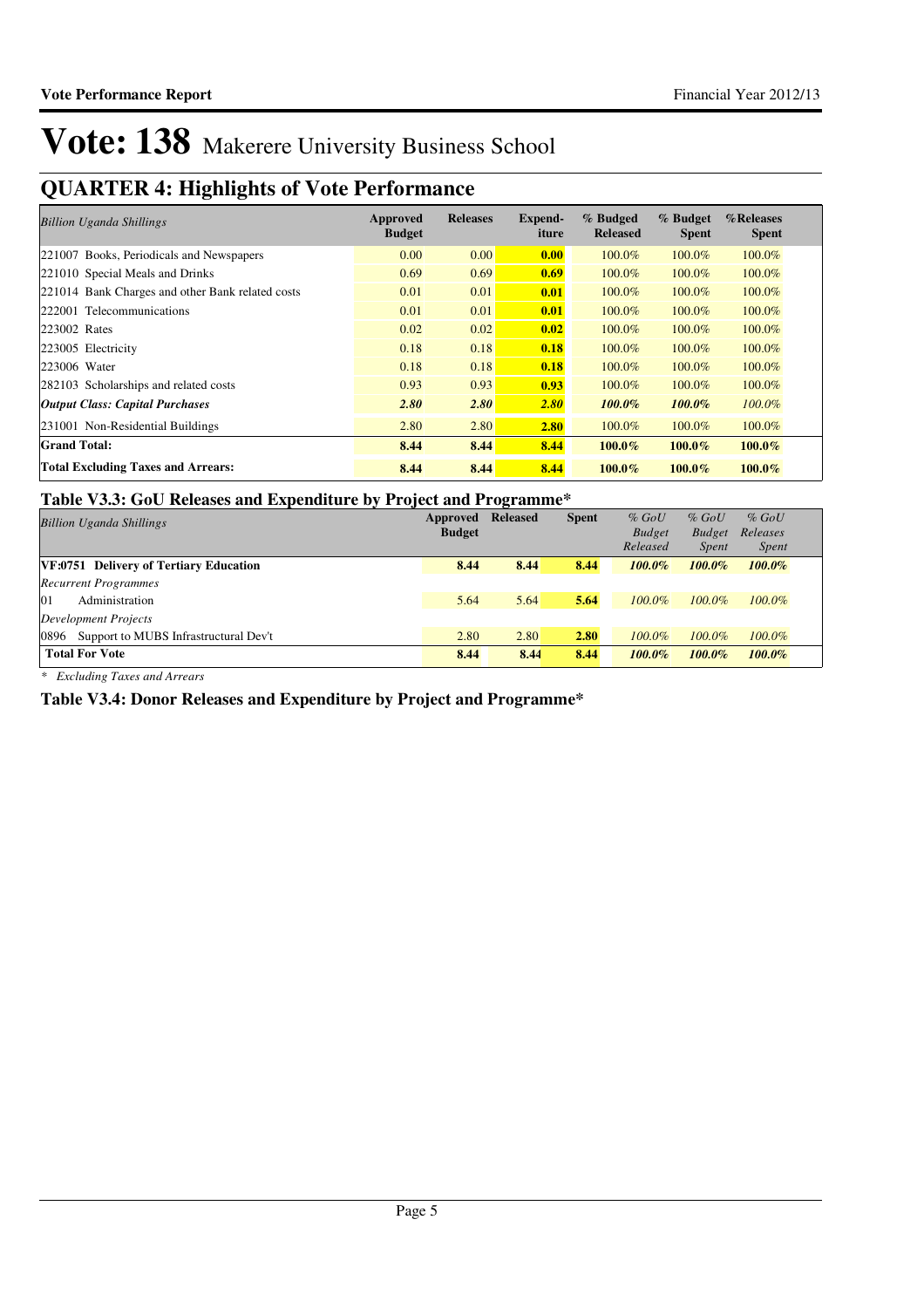# Vote: 138 Makerere University Business School

## QUARTER 4: Highlights of Vote Performance

| *Billion Uganda Shillings* | Approved Budget | Releases | Expend-iture | % Budged Released | % Budget Spent | %Releases Spent |
|---|---|---|---|---|---|---|
| 221007 Books, Periodicals and Newspapers | 0.00 | 0.00 | **0.00** | 100.0% | 100.0% | 100.0% |
| 221010 Special Meals and Drinks | 0.69 | 0.69 | **0.69** | 100.0% | 100.0% | 100.0% |
| 221014 Bank Charges and other Bank related costs | 0.01 | 0.01 | **0.01** | 100.0% | 100.0% | 100.0% |
| 222001 Telecommunications | 0.01 | 0.01 | **0.01** | 100.0% | 100.0% | 100.0% |
| 223002 Rates | 0.02 | 0.02 | **0.02** | 100.0% | 100.0% | 100.0% |
| 223005 Electricity | 0.18 | 0.18 | **0.18** | 100.0% | 100.0% | 100.0% |
| 223006 Water | 0.18 | 0.18 | **0.18** | 100.0% | 100.0% | 100.0% |
| 282103 Scholarships and related costs | 0.93 | 0.93 | **0.93** | 100.0% | 100.0% | 100.0% |
| ***Output Class: Capital Purchases*** | ***2.80*** | ***2.80*** | ***2.80*** | ***100.0%*** | ***100.0%*** | *100.0%* |
| 231001 Non-Residential Buildings | 2.80 | 2.80 | **2.80** | 100.0% | 100.0% | 100.0% |
| **Grand Total:** | **8.44** | **8.44** | **8.44** | **100.0%** | **100.0%** | **100.0%** |
| **Total Excluding Taxes and Arrears:** | **8.44** | **8.44** | **8.44** | **100.0%** | **100.0%** | **100.0%** |

### Table V3.3: GoU Releases and Expenditure by Project and Programme*

| *Billion Uganda Shillings* | Approved Budget | Released | Spent | *% GoU Budget Released* | *% GoU Budget Spent* | *% GoU Releases Spent* |
|---|---|---|---|---|---|---|
| **VF:0751 Delivery of Tertiary Education** | **8.44** | **8.44** | **8.44** | ***100.0%*** | ***100.0%*** | ***100.0%*** |
| *Recurrent Programmes* | | | | | | |
| 01 Administration | 5.64 | 5.64 | **5.64** | *100.0%* | *100.0%* | *100.0%* |
| *Development Projects* | | | | | | |
| 0896 Support to MUBS Infrastructural Dev't | 2.80 | 2.80 | **2.80** | *100.0%* | *100.0%* | *100.0%* |
| **Total For Vote** | **8.44** | **8.44** | **8.44** | ***100.0%*** | ***100.0%*** | ***100.0%*** |

*\* Excluding Taxes and Arrears*

### Table V3.4: Donor Releases and Expenditure by Project and Programme*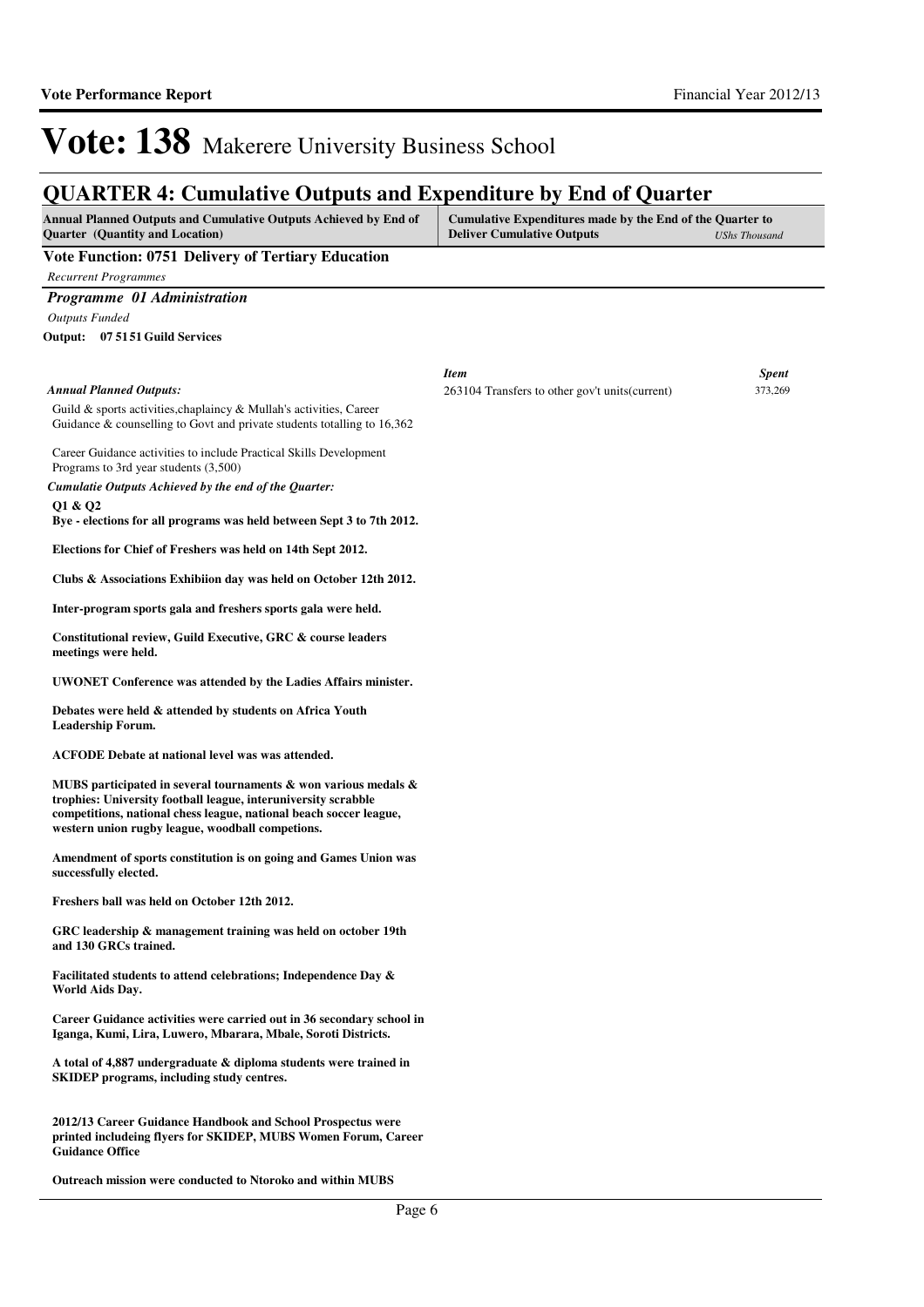# Vote: 138 Makerere University Business School

## QUARTER 4: Cumulative Outputs and Expenditure by End of Quarter

| Annual Planned Outputs and Cumulative Outputs Achieved by End of Quarter (Quantity and Location) | Cumulative Expenditures made by the End of the Quarter to Deliver Cumulative Outputs | *UShs Thousand* |
|---|---|---|

### Vote Function: 0751 Delivery of Tertiary Education

*Recurrent Programmes*

### *Programme 01 Administration*

*Outputs Funded*

**Output: 07 51 51 Guild Services**

| *Item* | *Spent* |
|---|---|
| 263104 Transfers to other gov't units(current) | 373,269 |

*Annual Planned Outputs:*

Guild & sports activities,chaplaincy & Mullah's activities, Career Guidance & counselling to Govt and private students totalling to 16,362

Career Guidance activities to include Practical Skills Development Programs to 3rd year students (3,500)

*Cumulatie Outputs Achieved by the end of the Quarter:*

**Q1 & Q2**

**Bye - elections for all programs was held between Sept 3 to 7th 2012.**

**Elections for Chief of Freshers was held on 14th Sept 2012.**

**Clubs & Associations Exhibiion day was held on October 12th 2012.**

**Inter-program sports gala and freshers sports gala were held.**

**Constitutional review, Guild Executive, GRC & course leaders meetings were held.**

**UWONET Conference was attended by the Ladies Affairs minister.**

**Debates were held & attended by students on Africa Youth Leadership Forum.**

**ACFODE Debate at national level was was attended.**

**MUBS participated in several tournaments & won various medals & trophies: University football league, interuniversity scrabble competitions, national chess league, national beach soccer league, western union rugby league, woodball competions.**

**Amendment of sports constitution is on going and Games Union was successfully elected.**

**Freshers ball was held on October 12th 2012.**

**GRC leadership & management training was held on october 19th and 130 GRCs trained.**

**Facilitated students to attend celebrations; Independence Day & World Aids Day.**

**Career Guidance activities were carried out in 36 secondary school in Iganga, Kumi, Lira, Luwero, Mbarara, Mbale, Soroti Districts.**

**A total of 4,887 undergraduate & diploma students were trained in SKIDEP programs, including study centres.**

**2012/13 Career Guidance Handbook and School Prospectus were printed includeing flyers for SKIDEP, MUBS Women Forum, Career Guidance Office**

**Outreach mission were conducted to Ntoroko and within MUBS**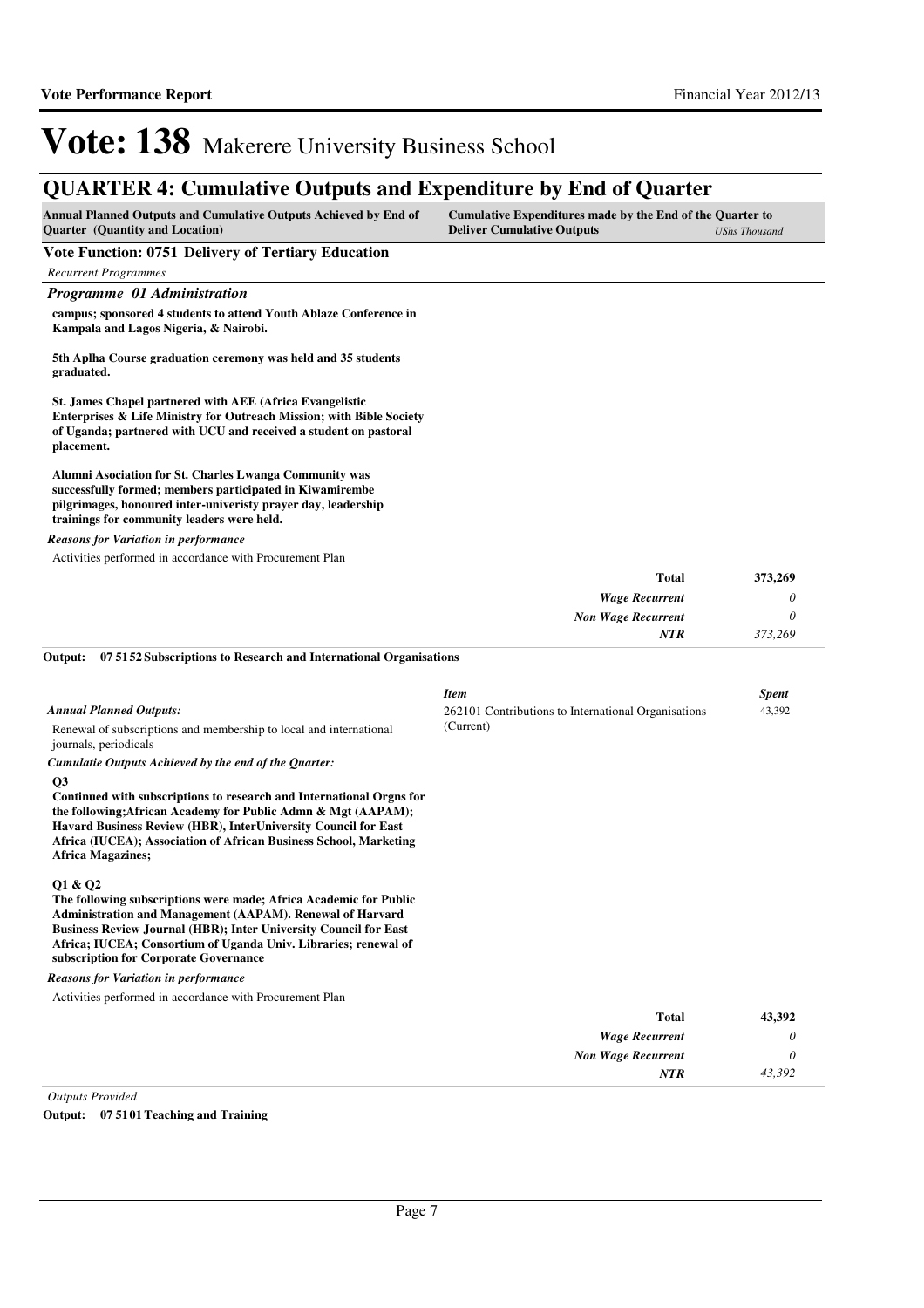# Vote: 138 Makerere University Business School

## QUARTER 4: Cumulative Outputs and Expenditure by End of Quarter

| Annual Planned Outputs and Cumulative Outputs Achieved by End of Quarter (Quantity and Location) | Cumulative Expenditures made by the End of the Quarter to Deliver Cumulative Outputs | *UShs Thousand* |
|---|---|---|

### Vote Function: 0751 Delivery of Tertiary Education

*Recurrent Programmes*

#### *Programme 01 Administration*

**campus; sponsored 4 students to attend Youth Ablaze Conference in Kampala and Lagos Nigeria, & Nairobi.**

**5th Aplha Course graduation ceremony was held and 35 students graduated.**

**St. James Chapel partnered with AEE (Africa Evangelistic Enterprises & Life Ministry for Outreach Mission; with Bible Society of Uganda; partnered with UCU and received a student on pastoral placement.**

**Alumni Asociation for St. Charles Lwanga Community was successfully formed; members participated in Kiwamirembe pilgrimages, honoured inter-univeristy prayer day, leadership trainings for community leaders were held.**

*Reasons for Variation in performance*

Activities performed in accordance with Procurement Plan

| | |
|---|---|
| **Total** | **373,269** |
| *Wage Recurrent* | *0* |
| *Non Wage Recurrent* | *0* |
| *NTR* | *373,269* |

**Output: 07 51 52 Subscriptions to Research and International Organisations**

*Annual Planned Outputs:*

Renewal of subscriptions and membership to local and international journals, periodicals

| *Item* | *Spent* |
|---|---|
| 262101 Contributions to International Organisations (Current) | 43,392 |

*Cumulatie Outputs Achieved by the end of the Quarter:*

**Q3**

**Continued with subscriptions to research and International Orgns for the following;African Academy for Public Admn & Mgt (AAPAM); Havard Business Review (HBR), InterUniversity Council for East Africa (IUCEA); Association of African Business School, Marketing Africa Magazines;**

**Q1 & Q2**

**The following subscriptions were made; Africa Academic for Public Administration and Management (AAPAM). Renewal of Harvard Business Review Journal (HBR); Inter University Council for East Africa; IUCEA; Consortium of Uganda Univ. Libraries; renewal of subscription for Corporate Governance**

*Reasons for Variation in performance*

Activities performed in accordance with Procurement Plan

| | |
|---|---|
| **Total** | **43,392** |
| *Wage Recurrent* | *0* |
| *Non Wage Recurrent* | *0* |
| *NTR* | *43,392* |

*Outputs Provided*

**Output: 07 51 01 Teaching and Training**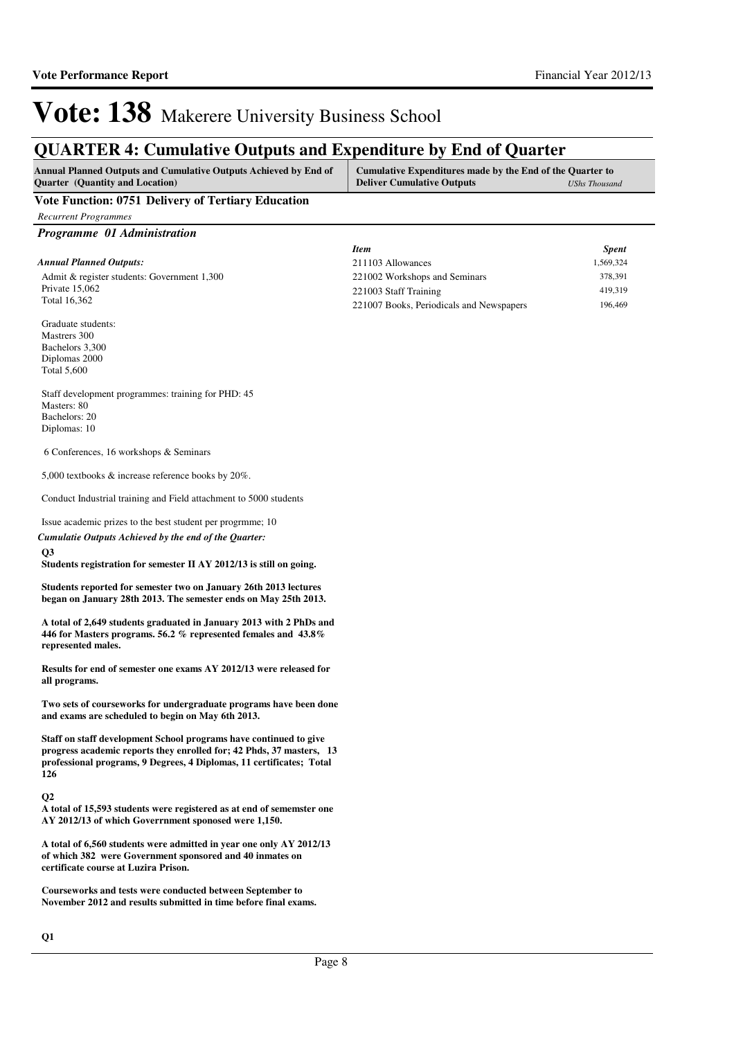# Vote: 138 Makerere University Business School

## QUARTER 4: Cumulative Outputs and Expenditure by End of Quarter

| Annual Planned Outputs and Cumulative Outputs Achieved by End of Quarter (Quantity and Location) | Cumulative Expenditures made by the End of the Quarter to Deliver Cumulative Outputs (UShs Thousand) |
|---|---|

### Vote Function: 0751 Delivery of Tertiary Education

*Recurrent Programmes*

#### *Programme 01 Administration*

*Annual Planned Outputs:*

Admit & register students: Government 1,300
Private 15,062
Total 16,362

Graduate students:
Mastrers 300
Bachelors 3,300
Diplomas 2000
Total 5,600

Staff development programmes: training for PHD: 45
Masters: 80
Bachelors: 20
Diplomas: 10

6 Conferences, 16 workshops & Seminars

5,000 textbooks & increase reference books by 20%.

Conduct Industrial training and Field attachment to 5000 students

Issue academic prizes to the best student per progrmme; 10

*Cumulatie Outputs Achieved by the end of the Quarter:*

**Q3**

**Students registration for semester II AY 2012/13 is still on going.**

**Students reported for semester two on January 26th 2013 lectures began on January 28th 2013. The semester ends on May 25th 2013.**

**A total of 2,649 students graduated in January 2013 with 2 PhDs and 446 for Masters programs. 56.2 % represented females and 43.8% represented males.**

**Results for end of semester one exams AY 2012/13 were released for all programs.**

**Two sets of courseworks for undergraduate programs have been done and exams are scheduled to begin on May 6th 2013.**

**Staff on staff development School programs have continued to give progress academic reports they enrolled for; 42 Phds, 37 masters, 13 professional programs, 9 Degrees, 4 Diplomas, 11 certificates; Total 126**

**Q2**

**A total of 15,593 students were registered as at end of sememster one AY 2012/13 of which Goverrnment sponosed were 1,150.**

**A total of 6,560 students were admitted in year one only AY 2012/13 of which 382 were Government sponsored and 40 inmates on certificate course at Luzira Prison.**

**Courseworks and tests were conducted between September to November 2012 and results submitted in time before final exams.**

**Q1**

| *Item* | *Spent* |
|---|---|
| 211103 Allowances | 1,569,324 |
| 221002 Workshops and Seminars | 378,391 |
| 221003 Staff Training | 419,319 |
| 221007 Books, Periodicals and Newspapers | 196,469 |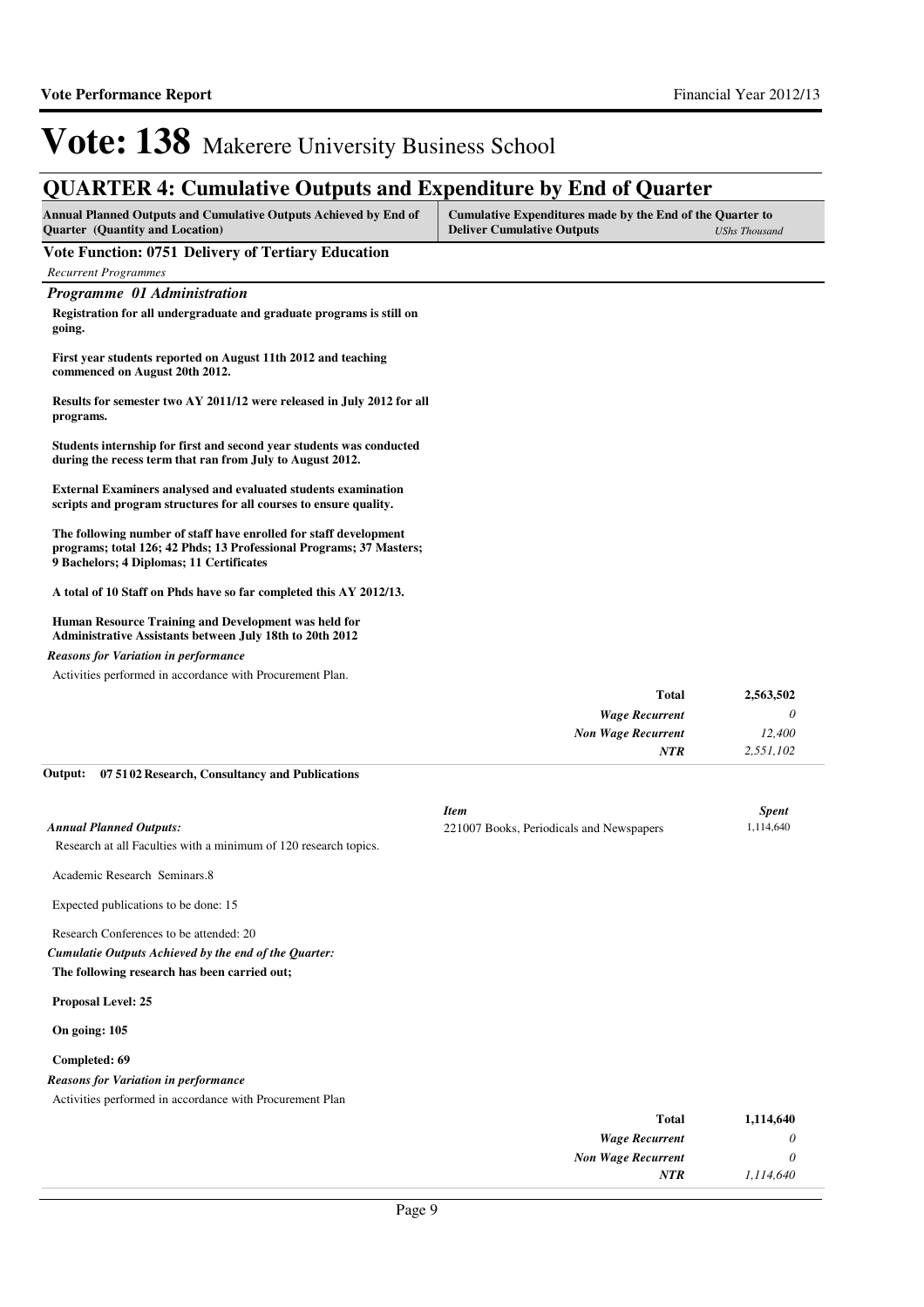# Vote: 138 Makerere University Business School

## QUARTER 4: Cumulative Outputs and Expenditure by End of Quarter

| Annual Planned Outputs and Cumulative Outputs Achieved by End of Quarter (Quantity and Location) | Cumulative Expenditures made by the End of the Quarter to Deliver Cumulative Outputs | *UShs Thousand* |
|---|---|---|

### Vote Function: 0751 Delivery of Tertiary Education

*Recurrent Programmes*

#### *Programme 01 Administration*

**Registration for all undergraduate and graduate programs is still on going.**

**First year students reported on August 11th 2012 and teaching commenced on August 20th 2012.**

**Results for semester two AY 2011/12 were released in July 2012 for all programs.**

**Students internship for first and second year students was conducted during the recess term that ran from July to August 2012.**

**External Examiners analysed and evaluated students examination scripts and program structures for all courses to ensure quality.**

**The following number of staff have enrolled for staff development programs; total 126; 42 Phds; 13 Professional Programs; 37 Masters; 9 Bachelors; 4 Diplomas; 11 Certificates**

**A total of 10 Staff on Phds have so far completed this AY 2012/13.**

**Human Resource Training and Development was held for Administrative Assistants between July 18th to 20th 2012**

*Reasons for Variation in performance*

Activities performed in accordance with Procurement Plan.

| | |
|---|---|
| **Total** | **2,563,502** |
| *Wage Recurrent* | *0* |
| *Non Wage Recurrent* | *12,400* |
| *NTR* | *2,551,102* |

**Output: 07 51 02 Research, Consultancy and Publications**

*Annual Planned Outputs:*

Research at all Faculties with a minimum of 120 research topics.

Academic Research Seminars.8

Expected publications to be done: 15

Research Conferences to be attended: 20

| *Item* | *Spent* |
|---|---|
| 221007 Books, Periodicals and Newspapers | 1,114,640 |

*Cumulatie Outputs Achieved by the end of the Quarter:*

**The following research has been carried out;**

**Proposal Level: 25**

**On going: 105**

**Completed: 69**

*Reasons for Variation in performance*

Activities performed in accordance with Procurement Plan

| | |
|---|---|
| **Total** | **1,114,640** |
| *Wage Recurrent* | *0* |
| *Non Wage Recurrent* | *0* |
| *NTR* | *1,114,640* |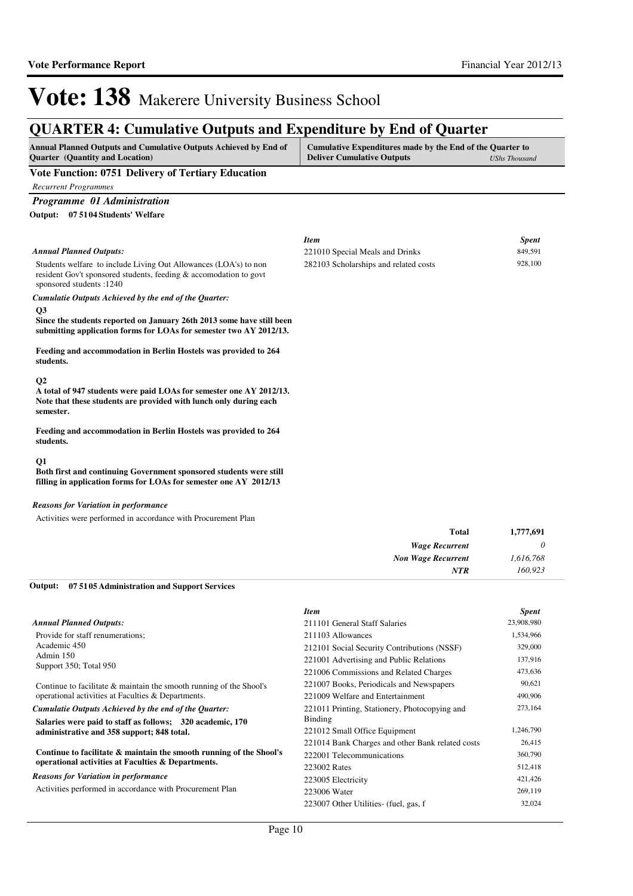# Vote: 138 Makerere University Business School

## QUARTER 4: Cumulative Outputs and Expenditure by End of Quarter

| Annual Planned Outputs and Cumulative Outputs Achieved by End of Quarter (Quantity and Location) | Cumulative Expenditures made by the End of the Quarter to Deliver Cumulative Outputs *UShs Thousand* |
|---|---|

### Vote Function: 0751 Delivery of Tertiary Education

*Recurrent Programmes*

#### *Programme 01 Administration*

**Output: 07 51 04 Students' Welfare**

*Annual Planned Outputs:*

Students welfare to include Living Out Allowances (LOA's) to non resident Gov't sponsored students, feeding & accomodation to govt sponsored students :1240

*Cumulatie Outputs Achieved by the end of the Quarter:*

**Q3**

**Since the students reported on January 26th 2013 some have still been submitting application forms for LOAs for semester two AY 2012/13.**

**Feeding and accommodation in Berlin Hostels was provided to 264 students.**

**Q2**

**A total of 947 students were paid LOAs for semester one AY 2012/13. Note that these students are provided with lunch only during each semester.**

**Feeding and accommodation in Berlin Hostels was provided to 264 students.**

**Q1**

**Both first and continuing Government sponsored students were still filling in application forms for LOAs for semester one AY 2012/13**

*Reasons for Variation in performance*

Activities were performed in accordance with Procurement Plan

| *Item* | *Spent* |
|---|---|
| 221010 Special Meals and Drinks | 849,591 |
| 282103 Scholarships and related costs | 928,100 |
| **Total** | **1,777,691** |
| ***Wage Recurrent*** | *0* |
| ***Non Wage Recurrent*** | *1,616,768* |
| ***NTR*** | *160,923* |

**Output: 07 51 05 Administration and Support Services**

*Annual Planned Outputs:*

Provide for staff renumerations;
Academic 450
Admin 150
Support 350; Total 950

Continue to facilitate & maintain the smooth running of the Shool's operational activities at Faculties & Departments.

*Cumulatie Outputs Achieved by the end of the Quarter:*

**Salaries were paid to staff as follows; 320 academic, 170 administrative and 358 support; 848 total.**

**Continue to facilitate & maintain the smooth running of the Shool's operational activities at Faculties & Departments.**

*Reasons for Variation in performance*

Activities performed in accordance with Procurement Plan

| *Item* | *Spent* |
|---|---|
| 211101 General Staff Salaries | 23,908,980 |
| 211103 Allowances | 1,534,966 |
| 212101 Social Security Contributions (NSSF) | 329,000 |
| 221001 Advertising and Public Relations | 137,916 |
| 221006 Commissions and Related Charges | 473,636 |
| 221007 Books, Periodicals and Newspapers | 90,621 |
| 221009 Welfare and Entertainment | 490,906 |
| 221011 Printing, Stationery, Photocopying and Binding | 273,164 |
| 221012 Small Office Equipment | 1,246,790 |
| 221014 Bank Charges and other Bank related costs | 26,415 |
| 222001 Telecommunications | 360,790 |
| 223002 Rates | 512,418 |
| 223005 Electricity | 421,426 |
| 223006 Water | 269,119 |
| 223007 Other Utilities- (fuel, gas, f | 32,024 |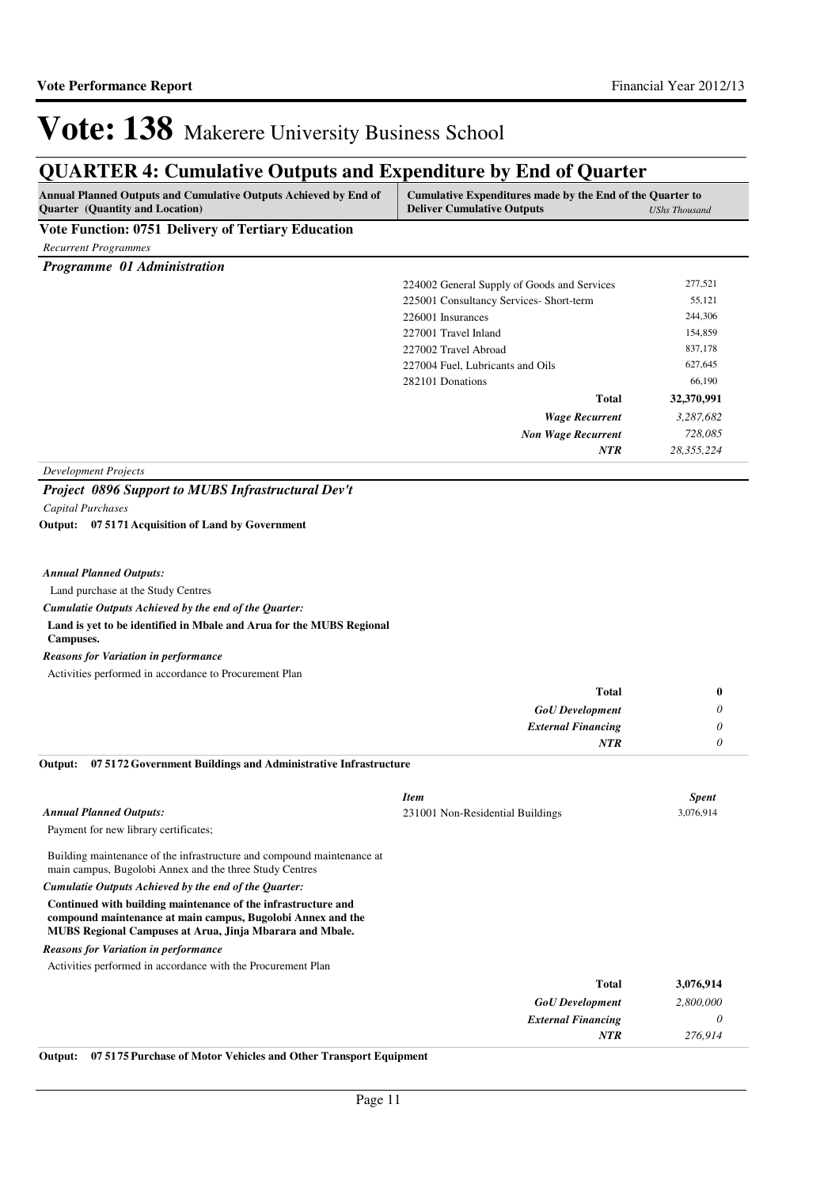# Vote: 138 Makerere University Business School

## QUARTER 4: Cumulative Outputs and Expenditure by End of Quarter

| Annual Planned Outputs and Cumulative Outputs Achieved by End of Quarter (Quantity and Location) | Cumulative Expenditures made by the End of the Quarter to Deliver Cumulative Outputs | *UShs Thousand* |
|---|---|---|

### Vote Function: 0751 Delivery of Tertiary Education

*Recurrent Programmes*

#### *Programme 01 Administration*

| | | |
|---|---|---|
| | 224002 General Supply of Goods and Services | 277,521 |
| | 225001 Consultancy Services- Short-term | 55,121 |
| | 226001 Insurances | 244,306 |
| | 227001 Travel Inland | 154,859 |
| | 227002 Travel Abroad | 837,178 |
| | 227004 Fuel, Lubricants and Oils | 627,645 |
| | 282101 Donations | 66,190 |
| | **Total** | **32,370,991** |
| | ***Wage Recurrent*** | *3,287,682* |
| | ***Non Wage Recurrent*** | *728,085* |
| | ***NTR*** | *28,355,224* |

*Development Projects*

#### *Project 0896 Support to MUBS Infrastructural Dev't*

*Capital Purchases*

**Output: 07 5171 Acquisition of Land by Government**

***Annual Planned Outputs:***

Land purchase at the Study Centres

***Cumulatie Outputs Achieved by the end of the Quarter:***

**Land is yet to be identified in Mbale and Arua for the MUBS Regional Campuses.**

***Reasons for Variation in performance***

Activities performed in accordance to Procurement Plan

| | |
|---|---|
| **Total** | **0** |
| ***GoU Development*** | *0* |
| ***External Financing*** | *0* |
| ***NTR*** | *0* |

**Output: 07 5172 Government Buildings and Administrative Infrastructure**

| *Item* | *Spent* |
|---|---|
| 231001 Non-Residential Buildings | 3,076,914 |

***Annual Planned Outputs:***

Payment for new library certificates;

Building maintenance of the infrastructure and compound maintenance at main campus, Bugolobi Annex and the three Study Centres

***Cumulatie Outputs Achieved by the end of the Quarter:***

**Continued with building maintenance of the infrastructure and compound maintenance at main campus, Bugolobi Annex and the MUBS Regional Campuses at Arua, Jinja Mbarara and Mbale.**

***Reasons for Variation in performance***

Activities performed in accordance with the Procurement Plan

| | |
|---|---|
| **Total** | **3,076,914** |
| ***GoU Development*** | *2,800,000* |
| ***External Financing*** | *0* |
| ***NTR*** | *276,914* |

**Output: 07 5175 Purchase of Motor Vehicles and Other Transport Equipment**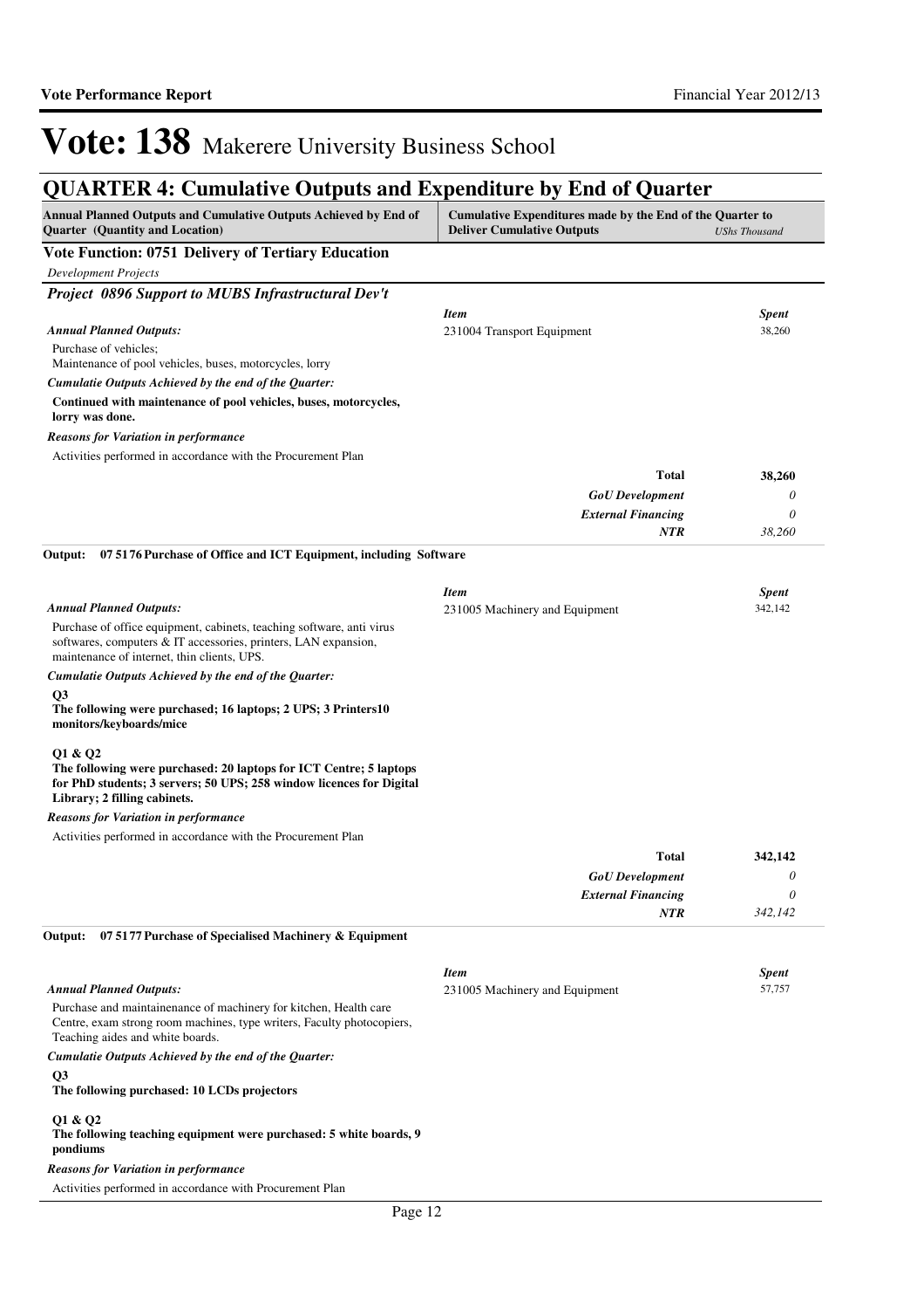# Vote: 138 Makerere University Business School

## QUARTER 4: Cumulative Outputs and Expenditure by End of Quarter

| Annual Planned Outputs and Cumulative Outputs Achieved by End of Quarter (Quantity and Location) | Cumulative Expenditures made by the End of the Quarter to Deliver Cumulative Outputs | *UShs Thousand* |
|---|---|---|

### Vote Function: 0751 Delivery of Tertiary Education

*Development Projects*

#### *Project 0896 Support to MUBS Infrastructural Dev't*

*Annual Planned Outputs:*

Purchase of vehicles;
Maintenance of pool vehicles, buses, motorcycles, lorry

*Cumulatie Outputs Achieved by the end of the Quarter:*

**Continued with maintenance of pool vehicles, buses, motorcycles, lorry was done.**

*Reasons for Variation in performance*

Activities performed in accordance with the Procurement Plan

| *Item* | *Spent* |
|---|---|
| 231004 Transport Equipment | 38,260 |
| **Total** | **38,260** |
| *GoU Development* | *0* |
| *External Financing* | *0* |
| *NTR* | *38,260* |

**Output: 07 5176 Purchase of Office and ICT Equipment, including Software**

*Annual Planned Outputs:*

Purchase of office equipment, cabinets, teaching software, anti virus softwares, computers & IT accessories, printers, LAN expansion, maintenance of internet, thin clients, UPS.

*Cumulatie Outputs Achieved by the end of the Quarter:*

**Q3**
**The following were purchased; 16 laptops; 2 UPS; 3 Printers10 monitors/keyboards/mice**

**Q1 & Q2**
**The following were purchased: 20 laptops for ICT Centre; 5 laptops for PhD students; 3 servers; 50 UPS; 258 window licences for Digital Library; 2 filling cabinets.**

*Reasons for Variation in performance*

Activities performed in accordance with the Procurement Plan

| *Item* | *Spent* |
|---|---|
| 231005 Machinery and Equipment | 342,142 |
| **Total** | **342,142** |
| *GoU Development* | *0* |
| *External Financing* | *0* |
| *NTR* | *342,142* |

**Output: 07 5177 Purchase of Specialised Machinery & Equipment**

*Annual Planned Outputs:*

Purchase and maintainenance of machinery for kitchen, Health care Centre, exam strong room machines, type writers, Faculty photocopiers, Teaching aides and white boards.

*Cumulatie Outputs Achieved by the end of the Quarter:*

**Q3**
**The following purchased: 10 LCDs projectors**

**Q1 & Q2**
**The following teaching equipment were purchased: 5 white boards, 9 pondiums**

*Reasons for Variation in performance*

Activities performed in accordance with Procurement Plan

| *Item* | *Spent* |
|---|---|
| 231005 Machinery and Equipment | 57,757 |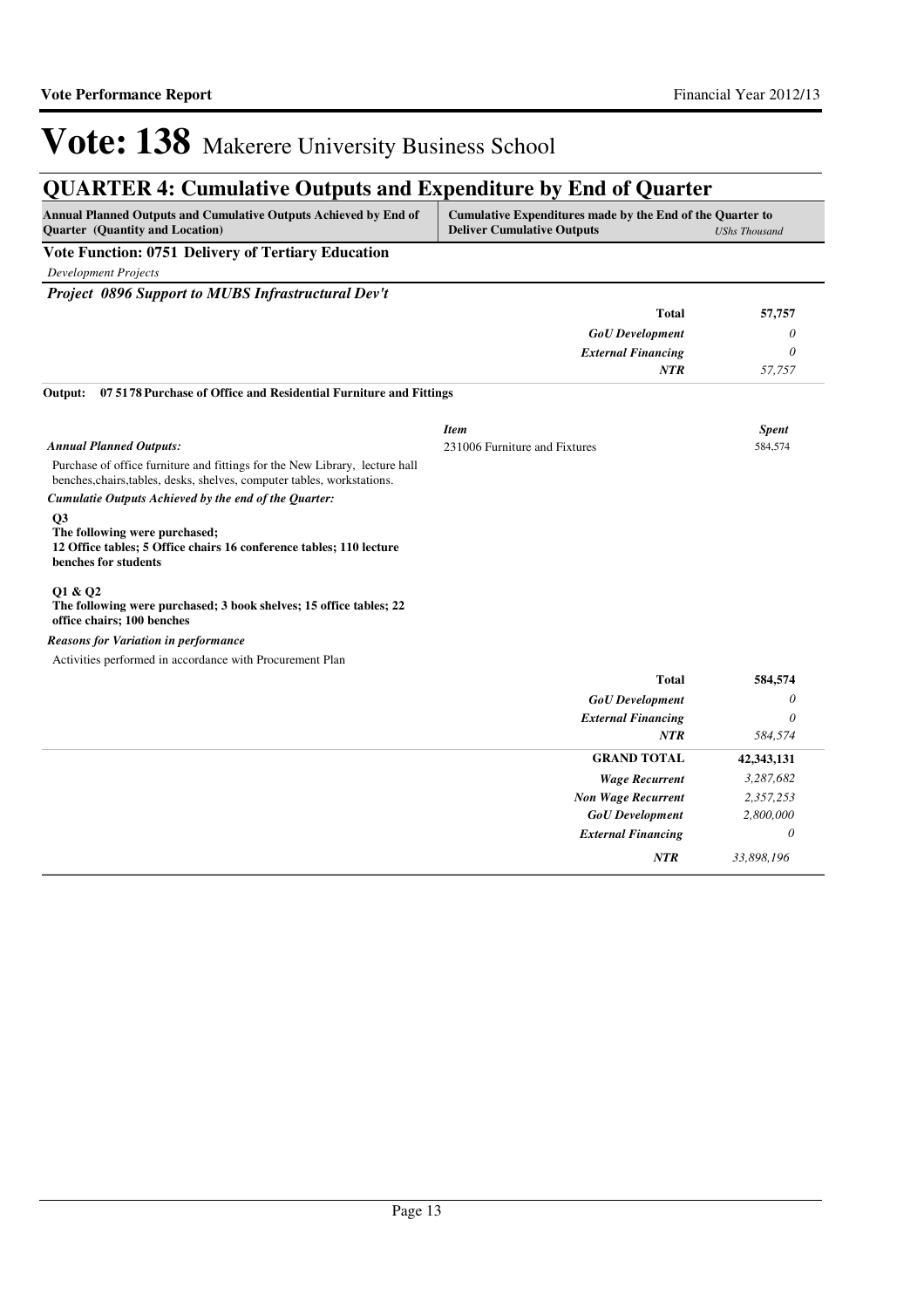# Vote: 138 Makerere University Business School

## QUARTER 4: Cumulative Outputs and Expenditure by End of Quarter

| Annual Planned Outputs and Cumulative Outputs Achieved by End of Quarter (Quantity and Location) | Cumulative Expenditures made by the End of the Quarter to Deliver Cumulative Outputs | USh Thousand |
|---|---|---|

### Vote Function: 0751 Delivery of Tertiary Education

*Development Projects*

***Project 0896 Support to MUBS Infrastructural Dev't***

| | | |
|---|---|---|
| | **Total** | **57,757** |
| | *GoU Development* | *0* |
| | *External Financing* | *0* |
| | *NTR* | *57,757* |

**Output: 07 5178 Purchase of Office and Residential Furniture and Fittings**

| | *Item* | *Spent* |
|---|---|---|
| *Annual Planned Outputs:* | 231006 Furniture and Fixtures | 584,574 |

Purchase of office furniture and fittings for the New Library, lecture hall benches,chairs,tables, desks, shelves, computer tables, workstations.

*Cumulatie Outputs Achieved by the end of the Quarter:*

**Q3**
**The following were purchased;**
**12 Office tables; 5 Office chairs 16 conference tables; 110 lecture benches for students**

**Q1 & Q2**
**The following were purchased; 3 book shelves; 15 office tables; 22 office chairs; 100 benches**

*Reasons for Variation in performance*

Activities performed in accordance with Procurement Plan

| | | |
|---|---|---|
| | **Total** | **584,574** |
| | *GoU Development* | *0* |
| | *External Financing* | *0* |
| | *NTR* | *584,574* |
| | **GRAND TOTAL** | **42,343,131** |
| | *Wage Recurrent* | *3,287,682* |
| | *Non Wage Recurrent* | *2,357,253* |
| | *GoU Development* | *2,800,000* |
| | *External Financing* | *0* |
| | *NTR* | *33,898,196* |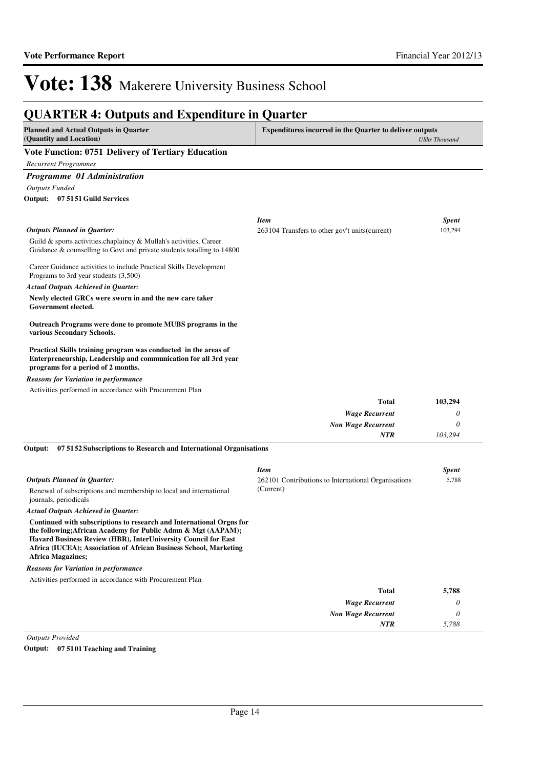# Vote: 138 Makerere University Business School

## QUARTER 4: Outputs and Expenditure in Quarter

| Planned and Actual Outputs in Quarter (Quantity and Location) | Expenditures incurred in the Quarter to deliver outputs *UShs Thousand* |
|---|---|

### Vote Function: 0751 Delivery of Tertiary Education

*Recurrent Programmes*

#### *Programme 01 Administration*

*Outputs Funded*

**Output: 07 5151 Guild Services**

*Outputs Planned in Quarter:*

Guild & sports activities,chaplaincy & Mullah's activities, Career Guidance & counselling to Govt and private students totalling to 14800

Career Guidance activities to include Practical Skills Development Programs to 3rd year students (3,500)

*Actual Outputs Achieved in Quarter:*

**Newly elected GRCs were sworn in and the new care taker Government elected.**

**Outreach Programs were done to promote MUBS programs in the various Secondary Schools.**

**Practical Skills training program was conducted in the areas of Enterpreneurship, Leadership and communication for all 3rd year programs for a period of 2 months.**

*Reasons for Variation in performance*

Activities performed in accordance with Procurement Plan

| *Item* | *Spent* |
|---|---|
| 263104 Transfers to other gov't units(current) | 103,294 |
| **Total** | **103,294** |
| *Wage Recurrent* | *0* |
| *Non Wage Recurrent* | *0* |
| *NTR* | *103,294* |

**Output: 07 5152 Subscriptions to Research and International Organisations**

*Outputs Planned in Quarter:*

Renewal of subscriptions and membership to local and international journals, periodicals

*Actual Outputs Achieved in Quarter:*

**Continued with subscriptions to research and International Orgns for the following;African Academy for Public Admn & Mgt (AAPAM); Havard Business Review (HBR), InterUniversity Council for East Africa (IUCEA); Association of African Business School, Marketing Africa Magazines;**

*Reasons for Variation in performance*

Activities performed in accordance with Procurement Plan

| *Item* | *Spent* |
|---|---|
| 262101 Contributions to International Organisations (Current) | 5,788 |
| **Total** | **5,788** |
| *Wage Recurrent* | *0* |
| *Non Wage Recurrent* | *0* |
| *NTR* | *5,788* |

*Outputs Provided*

**Output: 07 5101 Teaching and Training**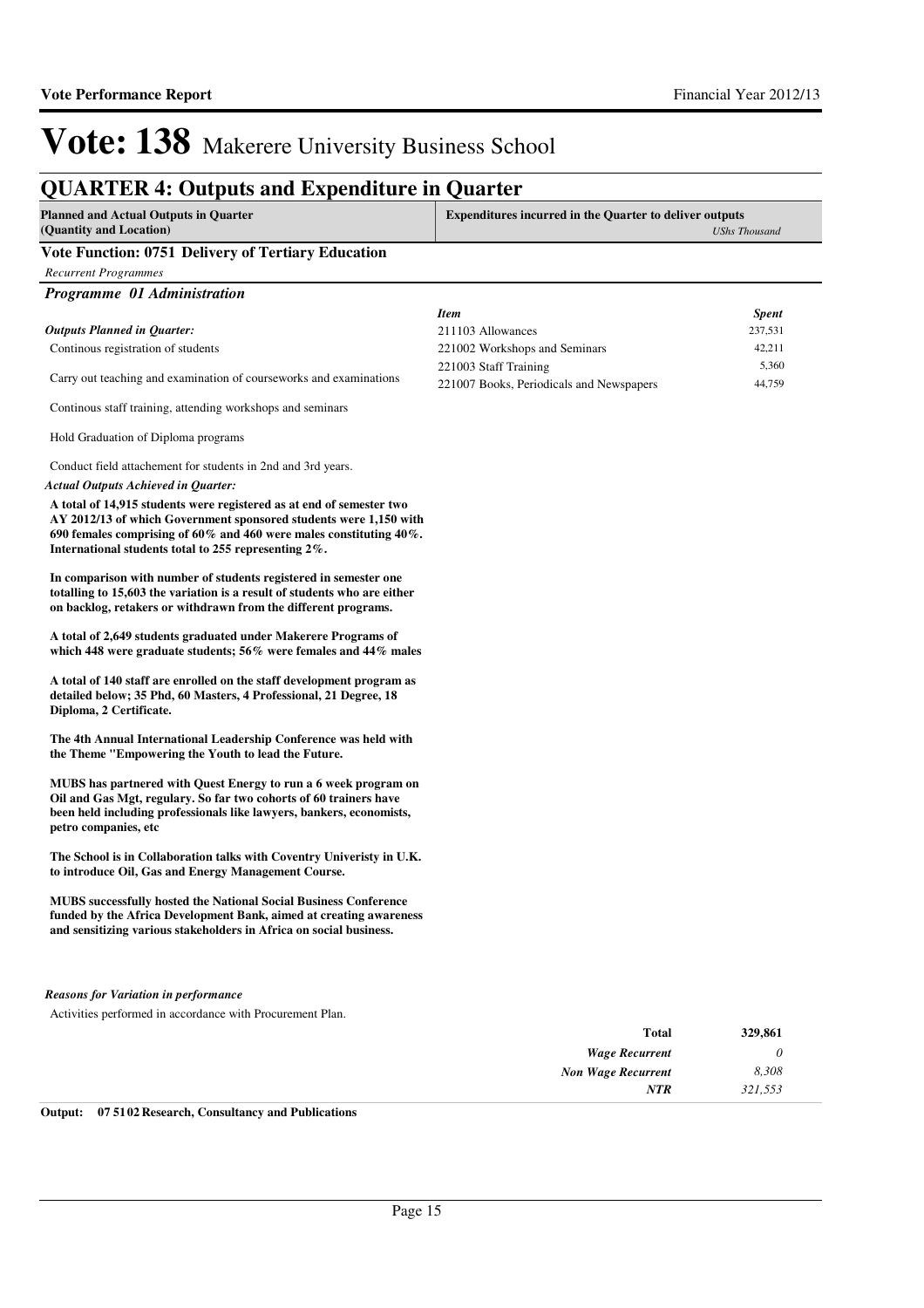# Vote: 138 Makerere University Business School

## QUARTER 4: Outputs and Expenditure in Quarter

| Planned and Actual Outputs in Quarter (Quantity and Location) | Expenditures incurred in the Quarter to deliver outputs *UShs Thousand* |
|---|---|

### Vote Function: 0751 Delivery of Tertiary Education

*Recurrent Programmes*

#### *Programme 01 Administration*

*Outputs Planned in Quarter:*

Continous registration of students

Carry out teaching and examination of courseworks and examinations

Continous staff training, attending workshops and seminars

Hold Graduation of Diploma programs

Conduct field attachement for students in 2nd and 3rd years.

*Actual Outputs Achieved in Quarter:*

**A total of 14,915 students were registered as at end of semester two AY 2012/13 of which Government sponsored students were 1,150 with 690 females comprising of 60% and 460 were males constituting 40%. International students total to 255 representing 2%.**

**In comparison with number of students registered in semester one totalling to 15,603 the variation is a result of students who are either on backlog, retakers or withdrawn from the different programs.**

**A total of 2,649 students graduated under Makerere Programs of which 448 were graduate students; 56% were females and 44% males**

**A total of 140 staff are enrolled on the staff development program as detailed below; 35 Phd, 60 Masters, 4 Professional, 21 Degree, 18 Diploma, 2 Certificate.**

**The 4th Annual International Leadership Conference was held with the Theme "Empowering the Youth to lead the Future.**

**MUBS has partnered with Quest Energy to run a 6 week program on Oil and Gas Mgt, regulary. So far two cohorts of 60 trainers have been held including professionals like lawyers, bankers, economists, petro companies, etc**

**The School is in Collaboration talks with Coventry Univeristy in U.K. to introduce Oil, Gas and Energy Management Course.**

**MUBS successfully hosted the National Social Business Conference funded by the Africa Development Bank, aimed at creating awareness and sensitizing various stakeholders in Africa on social business.**

| *Item* | *Spent* |
|---|---|
| 211103 Allowances | 237,531 |
| 221002 Workshops and Seminars | 42,211 |
| 221003 Staff Training | 5,360 |
| 221007 Books, Periodicals and Newspapers | 44,759 |

*Reasons for Variation in performance*

Activities performed in accordance with Procurement Plan.

| | |
|---|---|
| **Total** | **329,861** |
| *Wage Recurrent* | *0* |
| *Non Wage Recurrent* | *8,308* |
| *NTR* | *321,553* |

**Output: 07 51 02 Research, Consultancy and Publications**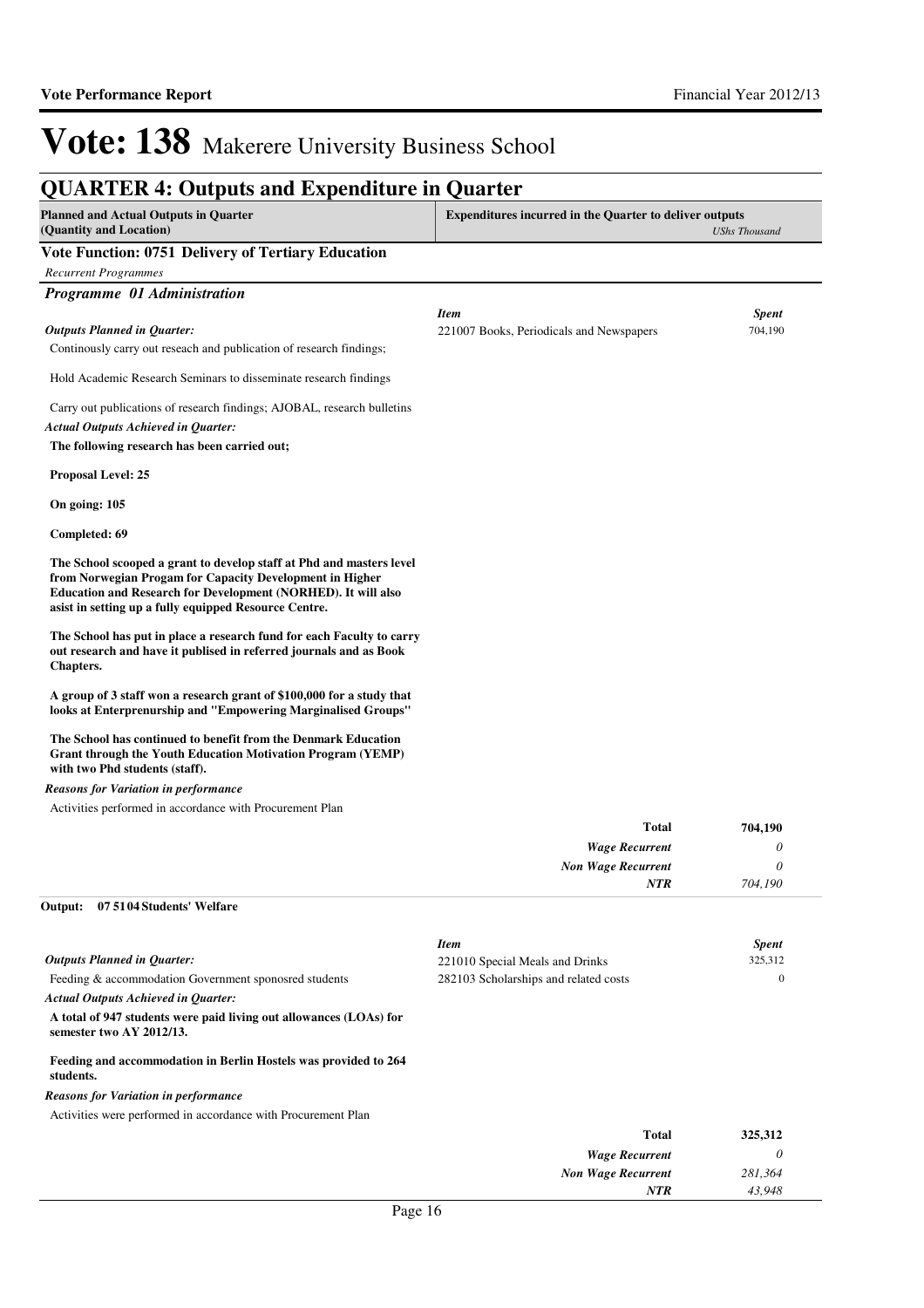# Vote: 138 Makerere University Business School

## QUARTER 4: Outputs and Expenditure in Quarter

| Planned and Actual Outputs in Quarter (Quantity and Location) | Expenditures incurred in the Quarter to deliver outputs *UShs Thousand* |
|---|---|

### Vote Function: 0751 Delivery of Tertiary Education

*Recurrent Programmes*

### *Programme 01 Administration*

*Outputs Planned in Quarter:*

Continously carry out reseach and publication of research findings;

Hold Academic Research Seminars to disseminate research findings

Carry out publications of research findings; AJOBAL, research bulletins

*Actual Outputs Achieved in Quarter:*

**The following research has been carried out;**

**Proposal Level: 25**

**On going: 105**

**Completed: 69**

**The School scooped a grant to develop staff at Phd and masters level from Norwegian Progam for Capacity Development in Higher Education and Research for Development (NORHED). It will also asist in setting up a fully equipped Resource Centre.**

**The School has put in place a research fund for each Faculty to carry out research and have it publised in referred journals and as Book Chapters.**

**A group of 3 staff won a research grant of $100,000 for a study that looks at Enterprenurship and "Empowering Marginalised Groups"**

**The School has continued to benefit from the Denmark Education Grant through the Youth Education Motivation Program (YEMP) with two Phd students (staff).**

*Reasons for Variation in performance*

Activities performed in accordance with Procurement Plan

| *Item* | *Spent* |
|---|---|
| 221007 Books, Periodicals and Newspapers | 704,190 |
| **Total** | **704,190** |
| *Wage Recurrent* | *0* |
| *Non Wage Recurrent* | *0* |
| *NTR* | *704,190* |

**Output: 07 51 04 Students' Welfare**

*Outputs Planned in Quarter:*

Feeding & accommodation Government sponosred students

*Actual Outputs Achieved in Quarter:*

**A total of 947 students were paid living out allowances (LOAs) for semester two AY 2012/13.**

**Feeding and accommodation in Berlin Hostels was provided to 264 students.**

*Reasons for Variation in performance*

Activities were performed in accordance with Procurement Plan

| *Item* | *Spent* |
|---|---|
| 221010 Special Meals and Drinks | 325,312 |
| 282103 Scholarships and related costs | 0 |
| **Total** | **325,312** |
| *Wage Recurrent* | *0* |
| *Non Wage Recurrent* | *281,364* |
| *NTR* | *43,948* |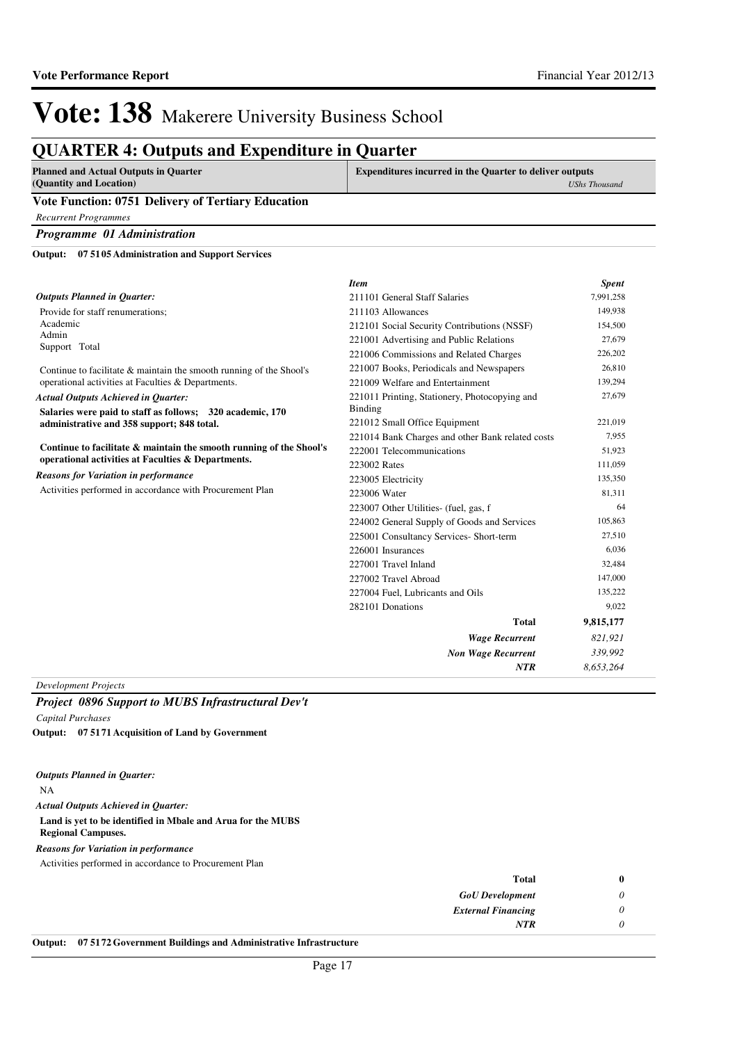# Vote: 138 Makerere University Business School

## QUARTER 4: Outputs and Expenditure in Quarter

| Planned and Actual Outputs in Quarter (Quantity and Location) | Expenditures incurred in the Quarter to deliver outputs *UShs Thousand* |
|---|---|

### Vote Function: 0751 Delivery of Tertiary Education

*Recurrent Programmes*

#### *Programme 01 Administration*

**Output: 07 5105 Administration and Support Services**

*Outputs Planned in Quarter:*

Provide for staff renumerations;
Academic
Admin
Support Total

Continue to facilitate & maintain the smooth running of the Shool's operational activities at Faculties & Departments.

*Actual Outputs Achieved in Quarter:*

**Salaries were paid to staff as follows; 320 academic, 170 administrative and 358 support; 848 total.**

**Continue to facilitate & maintain the smooth running of the Shool's operational activities at Faculties & Departments.**

*Reasons for Variation in performance*

Activities performed in accordance with Procurement Plan

| *Item* | *Spent* |
|---|---|
| 211101 General Staff Salaries | 7,991,258 |
| 211103 Allowances | 149,938 |
| 212101 Social Security Contributions (NSSF) | 154,500 |
| 221001 Advertising and Public Relations | 27,679 |
| 221006 Commissions and Related Charges | 226,202 |
| 221007 Books, Periodicals and Newspapers | 26,810 |
| 221009 Welfare and Entertainment | 139,294 |
| 221011 Printing, Stationery, Photocopying and Binding | 27,679 |
| 221012 Small Office Equipment | 221,019 |
| 221014 Bank Charges and other Bank related costs | 7,955 |
| 222001 Telecommunications | 51,923 |
| 223002 Rates | 111,059 |
| 223005 Electricity | 135,350 |
| 223006 Water | 81,311 |
| 223007 Other Utilities- (fuel, gas, f | 64 |
| 224002 General Supply of Goods and Services | 105,863 |
| 225001 Consultancy Services- Short-term | 27,510 |
| 226001 Insurances | 6,036 |
| 227001 Travel Inland | 32,484 |
| 227002 Travel Abroad | 147,000 |
| 227004 Fuel, Lubricants and Oils | 135,222 |
| 282101 Donations | 9,022 |
| **Total** | **9,815,177** |
| *Wage Recurrent* | *821,921* |
| *Non Wage Recurrent* | *339,992* |
| *NTR* | *8,653,264* |

*Development Projects*

#### *Project 0896 Support to MUBS Infrastructural Dev't*

*Capital Purchases*

**Output: 07 5171 Acquisition of Land by Government**

*Outputs Planned in Quarter:*

NA

*Actual Outputs Achieved in Quarter:*

**Land is yet to be identified in Mbale and Arua for the MUBS Regional Campuses.**

*Reasons for Variation in performance*

Activities performed in accordance to Procurement Plan

| | |
|---|---|
| **Total** | **0** |
| *GoU Development* | *0* |
| *External Financing* | *0* |
| *NTR* | *0* |

**Output: 07 5172 Government Buildings and Administrative Infrastructure**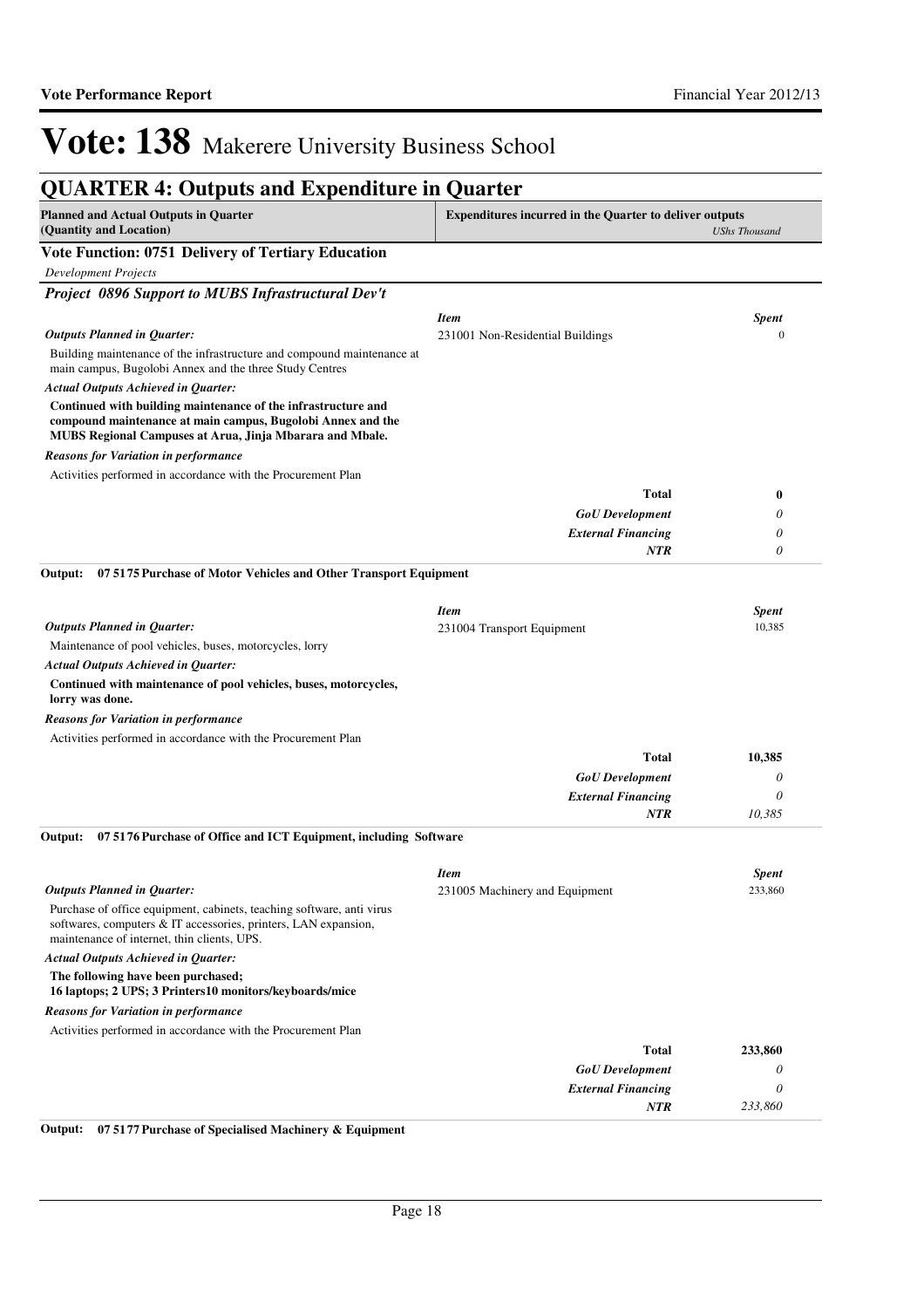# Vote: 138 Makerere University Business School

## QUARTER 4: Outputs and Expenditure in Quarter

| Planned and Actual Outputs in Quarter (Quantity and Location) | Expenditures incurred in the Quarter to deliver outputs *UShs Thousand* |
|---|---|

### Vote Function: 0751 Delivery of Tertiary Education

*Development Projects*

### *Project 0896 Support to MUBS Infrastructural Dev't*

*Outputs Planned in Quarter:*

Building maintenance of the infrastructure and compound maintenance at main campus, Bugolobi Annex and the three Study Centres

*Actual Outputs Achieved in Quarter:*

**Continued with building maintenance of the infrastructure and compound maintenance at main campus, Bugolobi Annex and the MUBS Regional Campuses at Arua, Jinja Mbarara and Mbale.**

*Reasons for Variation in performance*

Activities performed in accordance with the Procurement Plan

| *Item* | *Spent* |
|---|---|
| 231001 Non-Residential Buildings | 0 |
| **Total** | **0** |
| *GoU Development* | *0* |
| *External Financing* | *0* |
| ***NTR*** | *0* |

**Output: 07 5175 Purchase of Motor Vehicles and Other Transport Equipment**

*Outputs Planned in Quarter:*

Maintenance of pool vehicles, buses, motorcycles, lorry

*Actual Outputs Achieved in Quarter:*

**Continued with maintenance of pool vehicles, buses, motorcycles, lorry was done.**

*Reasons for Variation in performance*

Activities performed in accordance with the Procurement Plan

| *Item* | *Spent* |
|---|---|
| 231004 Transport Equipment | 10,385 |
| **Total** | **10,385** |
| *GoU Development* | *0* |
| *External Financing* | *0* |
| ***NTR*** | *10,385* |

**Output: 07 5176 Purchase of Office and ICT Equipment, including Software**

*Outputs Planned in Quarter:*

Purchase of office equipment, cabinets, teaching software, anti virus softwares, computers & IT accessories, printers, LAN expansion, maintenance of internet, thin clients, UPS.

*Actual Outputs Achieved in Quarter:*

**The following have been purchased;**
**16 laptops; 2 UPS; 3 Printers10 monitors/keyboards/mice**

*Reasons for Variation in performance*

Activities performed in accordance with the Procurement Plan

| *Item* | *Spent* |
|---|---|
| 231005 Machinery and Equipment | 233,860 |
| **Total** | **233,860** |
| *GoU Development* | *0* |
| *External Financing* | *0* |
| ***NTR*** | *233,860* |

**Output: 07 5177 Purchase of Specialised Machinery & Equipment**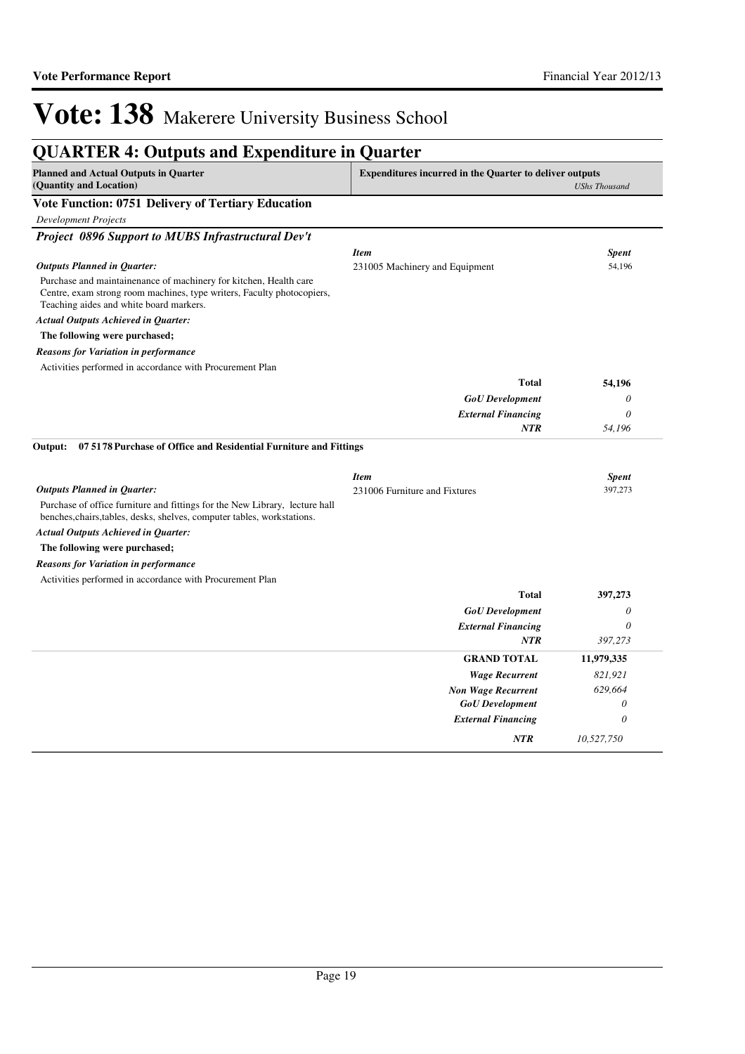# Vote: 138 Makerere University Business School

## QUARTER 4: Outputs and Expenditure in Quarter

| Planned and Actual Outputs in Quarter (Quantity and Location) | Expenditures incurred in the Quarter to deliver outputs | *UShs Thousand* |
|---|---|---|

### Vote Function: 0751 Delivery of Tertiary Education

*Development Projects*

#### *Project 0896 Support to MUBS Infrastructural Dev't*

***Outputs Planned in Quarter:***

Purchase and maintainenance of machinery for kitchen, Health care Centre, exam strong room machines, type writers, Faculty photocopiers, Teaching aides and white board markers.

***Actual Outputs Achieved in Quarter:***

**The following were purchased;**

***Reasons for Variation in performance***

Activities performed in accordance with Procurement Plan

| *Item* | *Spent* |
|---|---|
| 231005 Machinery and Equipment | 54,196 |
| **Total** | **54,196** |
| *GoU Development* | *0* |
| *External Financing* | *0* |
| *NTR* | *54,196* |

**Output: 07 5178 Purchase of Office and Residential Furniture and Fittings**

***Outputs Planned in Quarter:***

Purchase of office furniture and fittings for the New Library, lecture hall benches,chairs,tables, desks, shelves, computer tables, workstations.

***Actual Outputs Achieved in Quarter:***

**The following were purchased;**

***Reasons for Variation in performance***

Activities performed in accordance with Procurement Plan

| *Item* | *Spent* |
|---|---|
| 231006 Furniture and Fixtures | 397,273 |
| **Total** | **397,273** |
| *GoU Development* | *0* |
| *External Financing* | *0* |
| *NTR* | *397,273* |

| | |
|---|---|
| **GRAND TOTAL** | **11,979,335** |
| *Wage Recurrent* | *821,921* |
| *Non Wage Recurrent* | *629,664* |
| *GoU Development* | *0* |
| *External Financing* | *0* |
| *NTR* | *10,527,750* |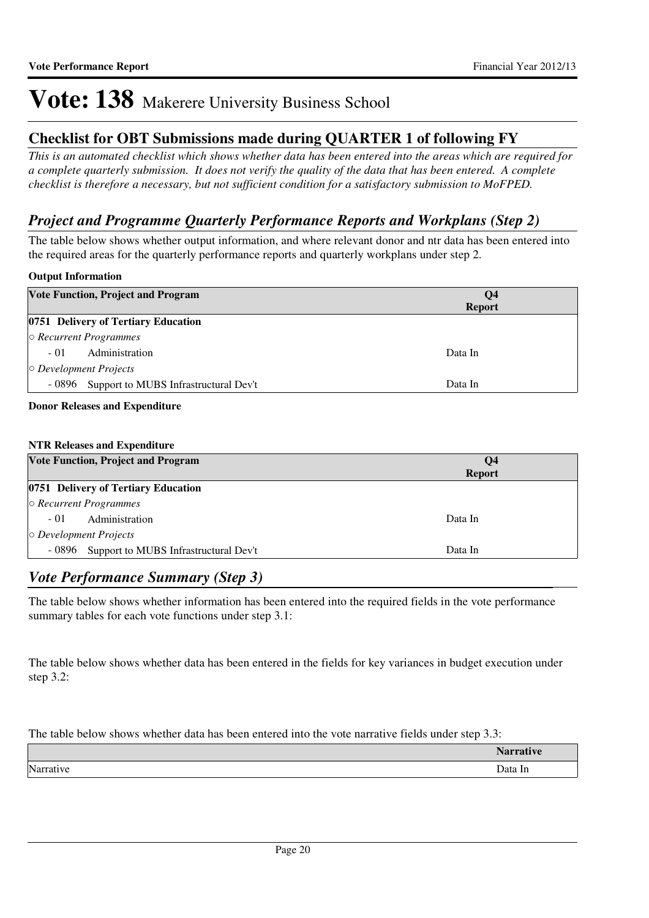# Vote: 138 Makerere University Business School

## Checklist for OBT Submissions made during QUARTER 1 of following FY

*This is an automated checklist which shows whether data has been entered into the areas which are required for a complete quarterly submission. It does not verify the quality of the data that has been entered. A complete checklist is therefore a necessary, but not sufficient condition for a satisfactory submission to MoFPED.*

## *Project and Programme Quarterly Performance Reports and Workplans (Step 2)*

The table below shows whether output information, and where relevant donor and ntr data has been entered into the required areas for the quarterly performance reports and quarterly workplans under step 2.

**Output Information**

| Vote Function, Project and Program | Q4 Report |
|---|---|
| **0751 Delivery of Tertiary Education** | |
| ○ *Recurrent Programmes* | |
| - 01 Administration | Data In |
| ○ *Development Projects* | |
| - 0896 Support to MUBS Infrastructural Dev't | Data In |

**Donor Releases and Expenditure**

**NTR Releases and Expenditure**

| Vote Function, Project and Program | Q4 Report |
|---|---|
| **0751 Delivery of Tertiary Education** | |
| ○ *Recurrent Programmes* | |
| - 01 Administration | Data In |
| ○ *Development Projects* | |
| - 0896 Support to MUBS Infrastructural Dev't | Data In |

## *Vote Performance Summary (Step 3)*

The table below shows whether information has been entered into the required fields in the vote performance summary tables for each vote functions under step 3.1:

The table below shows whether data has been entered in the fields for key variances in budget execution under step 3.2:

The table below shows whether data has been entered into the vote narrative fields under step 3.3:

| | Narrative |
|---|---|
| Narrative | Data In |